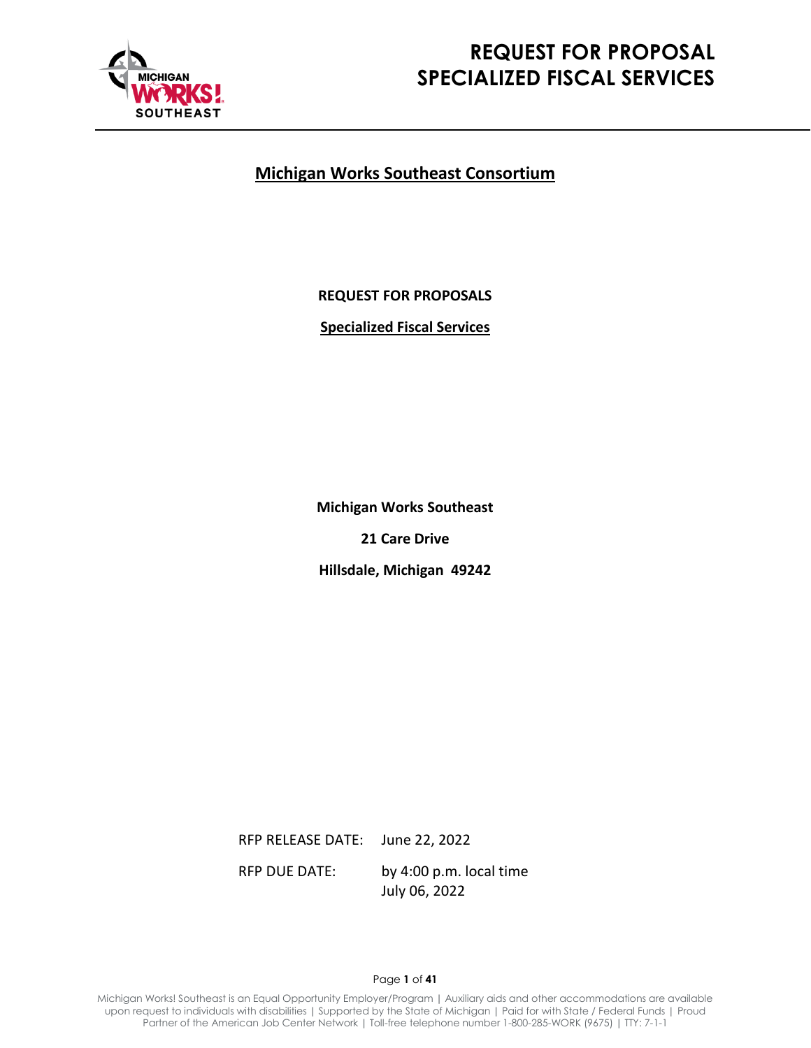# REQUEST FOR PROPOSAL SPECIALIZED FISCAL SERVICES

## Michigan Works Southeast Consortium

**REQUEST FOR PROPOSALS**

**Specialized Fiscal Services**

**Michigan Works Southeast**

**21 Care Drive**

**Hillsdale, Michigan 49242**

RFP RELEASE DATE: June 22, 2022

RFP DUE DATE: by 4:00 p.m. local time July 06, 2022

Michigan Works! Southeast is an Equal Opportunity Employer/Program | Auxiliary aids and other accommodations are available upon request to individuals with disabilities | Supported by the State of Michigan | Paid for with State / Federal Funds | Proud Partner of the American Job Center Network | Toll-free telephone number 1-800-285-WORK (9675) | TTY: 7-1-1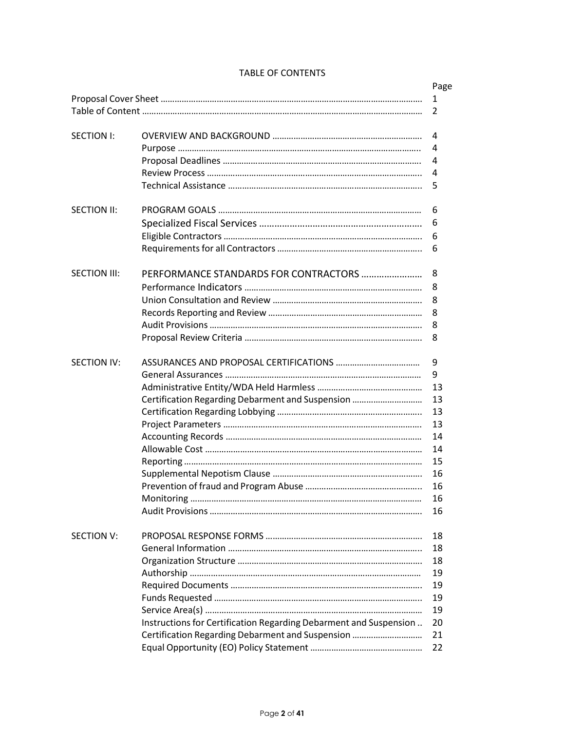# TABLE OF CONTENTS

| | | Page |
|---|---|---|
| Proposal Cover Sheet | | 1 |
| Table of Content | | 2 |
| SECTION I: | OVERVIEW AND BACKGROUND | 4 |
| | Purpose | 4 |
| | Proposal Deadlines | 4 |
| | Review Process | 4 |
| | Technical Assistance | 5 |
| SECTION II: | PROGRAM GOALS | 6 |
| | Specialized Fiscal Services | 6 |
| | Eligible Contractors | 6 |
| | Requirements for all Contractors | 6 |
| SECTION III: | PERFORMANCE STANDARDS FOR CONTRACTORS | 8 |
| | Performance Indicators | 8 |
| | Union Consultation and Review | 8 |
| | Records Reporting and Review | 8 |
| | Audit Provisions | 8 |
| | Proposal Review Criteria | 8 |
| SECTION IV: | ASSURANCES AND PROPOSAL CERTIFICATIONS | 9 |
| | General Assurances | 9 |
| | Administrative Entity/WDA Held Harmless | 13 |
| | Certification Regarding Debarment and Suspension | 13 |
| | Certification Regarding Lobbying | 13 |
| | Project Parameters | 13 |
| | Accounting Records | 14 |
| | Allowable Cost | 14 |
| | Reporting | 15 |
| | Supplemental Nepotism Clause | 16 |
| | Prevention of fraud and Program Abuse | 16 |
| | Monitoring | 16 |
| | Audit Provisions | 16 |
| SECTION V: | PROPOSAL RESPONSE FORMS | 18 |
| | General Information | 18 |
| | Organization Structure | 18 |
| | Authorship | 19 |
| | Required Documents | 19 |
| | Funds Requested | 19 |
| | Service Area(s) | 19 |
| | Instructions for Certification Regarding Debarment and Suspension | 20 |
| | Certification Regarding Debarment and Suspension | 21 |
| | Equal Opportunity (EO) Policy Statement | 22 |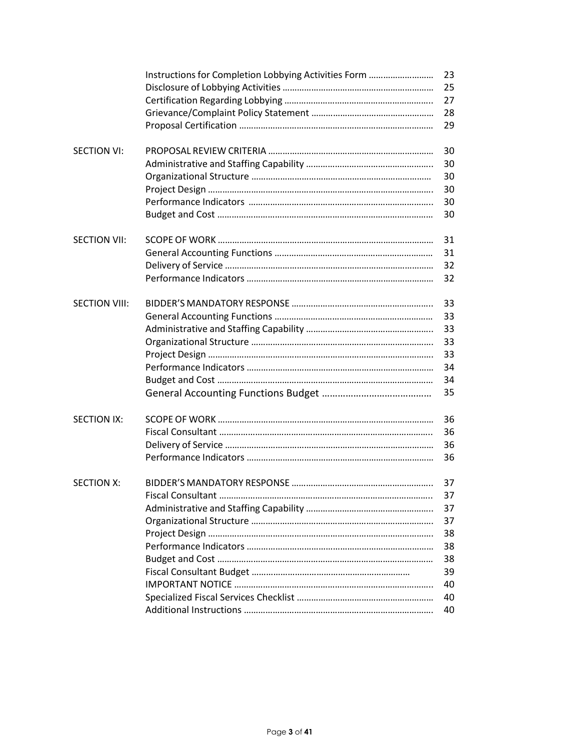| | | |
|---|---|---|
| | Instructions for Completion Lobbying Activities Form ………………………. | 23 |
| | Disclosure of Lobbying Activities …………………………………………………… | 25 |
| | Certification Regarding Lobbying …………………………………………………. | 27 |
| | Grievance/Complaint Policy Statement ………………………………………… | 28 |
| | Proposal Certification ……………………………………………………………………… | 29 |
| SECTION VI: | PROPOSAL REVIEW CRITERIA ………………………………………………………… | 30 |
| | Administrative and Staffing Capability …………………………………………. | 30 |
| | Organizational Structure ……………………………………………………………… | 30 |
| | Project Design …………………………………………………………………………………. | 30 |
| | Performance Indicators ………………………………………………………………… | 30 |
| | Budget and Cost ……………………………………………………………………………… | 30 |
| SECTION VII: | SCOPE OF WORK ……………………………………………………………………………… | 31 |
| | General Accounting Functions ……………………………………………………… | 31 |
| | Delivery of Service …………………………………………………………………………… | 32 |
| | Performance Indicators ………………………………………………………………… | 32 |
| SECTION VIII: | BIDDER'S MANDATORY RESPONSE ………………………………………………. | 33 |
| | General Accounting Functions ……………………………………………………… | 33 |
| | Administrative and Staffing Capability …………………………………………. | 33 |
| | Organizational Structure ……………………………………………………………… | 33 |
| | Project Design …………………………………………………………………………………. | 33 |
| | Performance Indicators ………………………………………………………………… | 34 |
| | Budget and Cost ……………………………………………………………………………… | 34 |
| | General Accounting Functions Budget …………………………………… | 35 |
| SECTION IX: | SCOPE OF WORK ……………………………………………………………………………… | 36 |
| | Fiscal Consultant ……………………………………………………………………………. | 36 |
| | Delivery of Service …………………………………………………………………………… | 36 |
| | Performance Indicators ………………………………………………………………… | 36 |
| SECTION X: | BIDDER'S MANDATORY RESPONSE ………………………………………………. | 37 |
| | Fiscal Consultant ……………………………………………………………………………. | 37 |
| | Administrative and Staffing Capability …………………………………………. | 37 |
| | Organizational Structure ……………………………………………………………… | 37 |
| | Project Design …………………………………………………………………………………. | 38 |
| | Performance Indicators ………………………………………………………………… | 38 |
| | Budget and Cost ……………………………………………………………………………… | 38 |
| | Fiscal Consultant Budget ……………………………………………………… | 39 |
| | IMPORTANT NOTICE ………………………………………………………………………. | 40 |
| | Specialized Fiscal Services Checklist …………………………………………… | 40 |
| | Additional Instructions …………………………………………………………………. | 40 |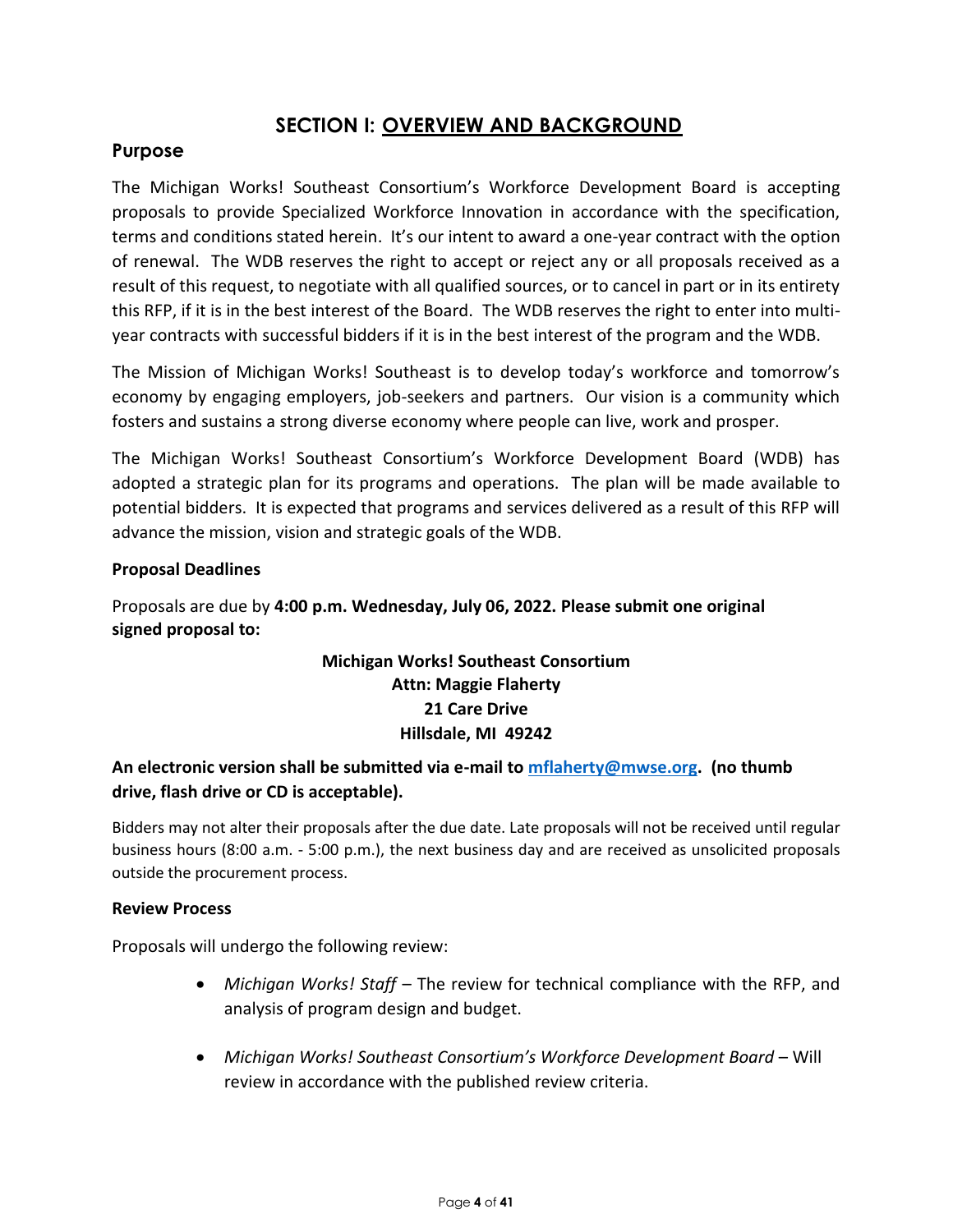# SECTION I: OVERVIEW AND BACKGROUND

## Purpose

The Michigan Works! Southeast Consortium's Workforce Development Board is accepting proposals to provide Specialized Workforce Innovation in accordance with the specification, terms and conditions stated herein. It's our intent to award a one-year contract with the option of renewal. The WDB reserves the right to accept or reject any or all proposals received as a result of this request, to negotiate with all qualified sources, or to cancel in part or in its entirety this RFP, if it is in the best interest of the Board. The WDB reserves the right to enter into multi-year contracts with successful bidders if it is in the best interest of the program and the WDB.

The Mission of Michigan Works! Southeast is to develop today's workforce and tomorrow's economy by engaging employers, job-seekers and partners. Our vision is a community which fosters and sustains a strong diverse economy where people can live, work and prosper.

The Michigan Works! Southeast Consortium's Workforce Development Board (WDB) has adopted a strategic plan for its programs and operations. The plan will be made available to potential bidders. It is expected that programs and services delivered as a result of this RFP will advance the mission, vision and strategic goals of the WDB.

**Proposal Deadlines**

Proposals are due by **4:00 p.m. Wednesday, July 06, 2022. Please submit one original signed proposal to:**

**Michigan Works! Southeast Consortium**
**Attn: Maggie Flaherty**
**21 Care Drive**
**Hillsdale, MI 49242**

**An electronic version shall be submitted via e-mail to mflaherty@mwse.org. (no thumb drive, flash drive or CD is acceptable).**

Bidders may not alter their proposals after the due date. Late proposals will not be received until regular business hours (8:00 a.m. - 5:00 p.m.), the next business day and are received as unsolicited proposals outside the procurement process.

**Review Process**

Proposals will undergo the following review:

- *Michigan Works! Staff* – The review for technical compliance with the RFP, and analysis of program design and budget.
- *Michigan Works! Southeast Consortium's Workforce Development Board* – Will review in accordance with the published review criteria.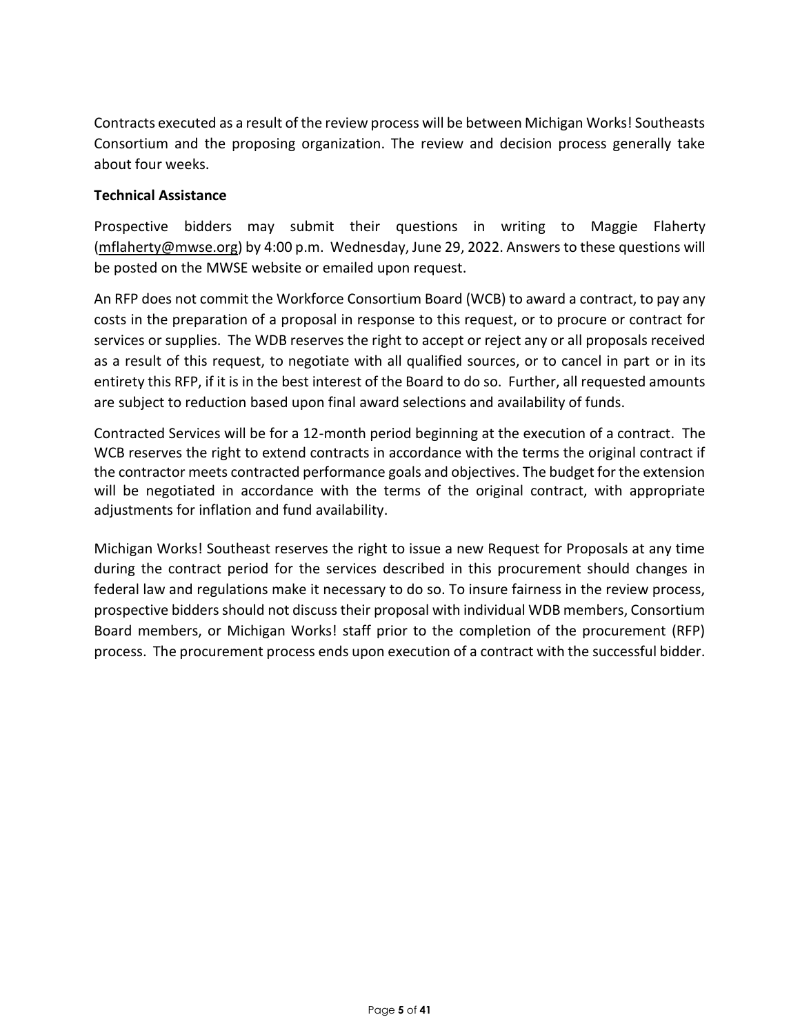Contracts executed as a result of the review process will be between Michigan Works! Southeasts Consortium and the proposing organization. The review and decision process generally take about four weeks.

**Technical Assistance**

Prospective bidders may submit their questions in writing to Maggie Flaherty (mflaherty@mwse.org) by 4:00 p.m. Wednesday, June 29, 2022. Answers to these questions will be posted on the MWSE website or emailed upon request.

An RFP does not commit the Workforce Consortium Board (WCB) to award a contract, to pay any costs in the preparation of a proposal in response to this request, or to procure or contract for services or supplies. The WDB reserves the right to accept or reject any or all proposals received as a result of this request, to negotiate with all qualified sources, or to cancel in part or in its entirety this RFP, if it is in the best interest of the Board to do so. Further, all requested amounts are subject to reduction based upon final award selections and availability of funds.

Contracted Services will be for a 12-month period beginning at the execution of a contract. The WCB reserves the right to extend contracts in accordance with the terms the original contract if the contractor meets contracted performance goals and objectives. The budget for the extension will be negotiated in accordance with the terms of the original contract, with appropriate adjustments for inflation and fund availability.

Michigan Works! Southeast reserves the right to issue a new Request for Proposals at any time during the contract period for the services described in this procurement should changes in federal law and regulations make it necessary to do so. To insure fairness in the review process, prospective bidders should not discuss their proposal with individual WDB members, Consortium Board members, or Michigan Works! staff prior to the completion of the procurement (RFP) process. The procurement process ends upon execution of a contract with the successful bidder.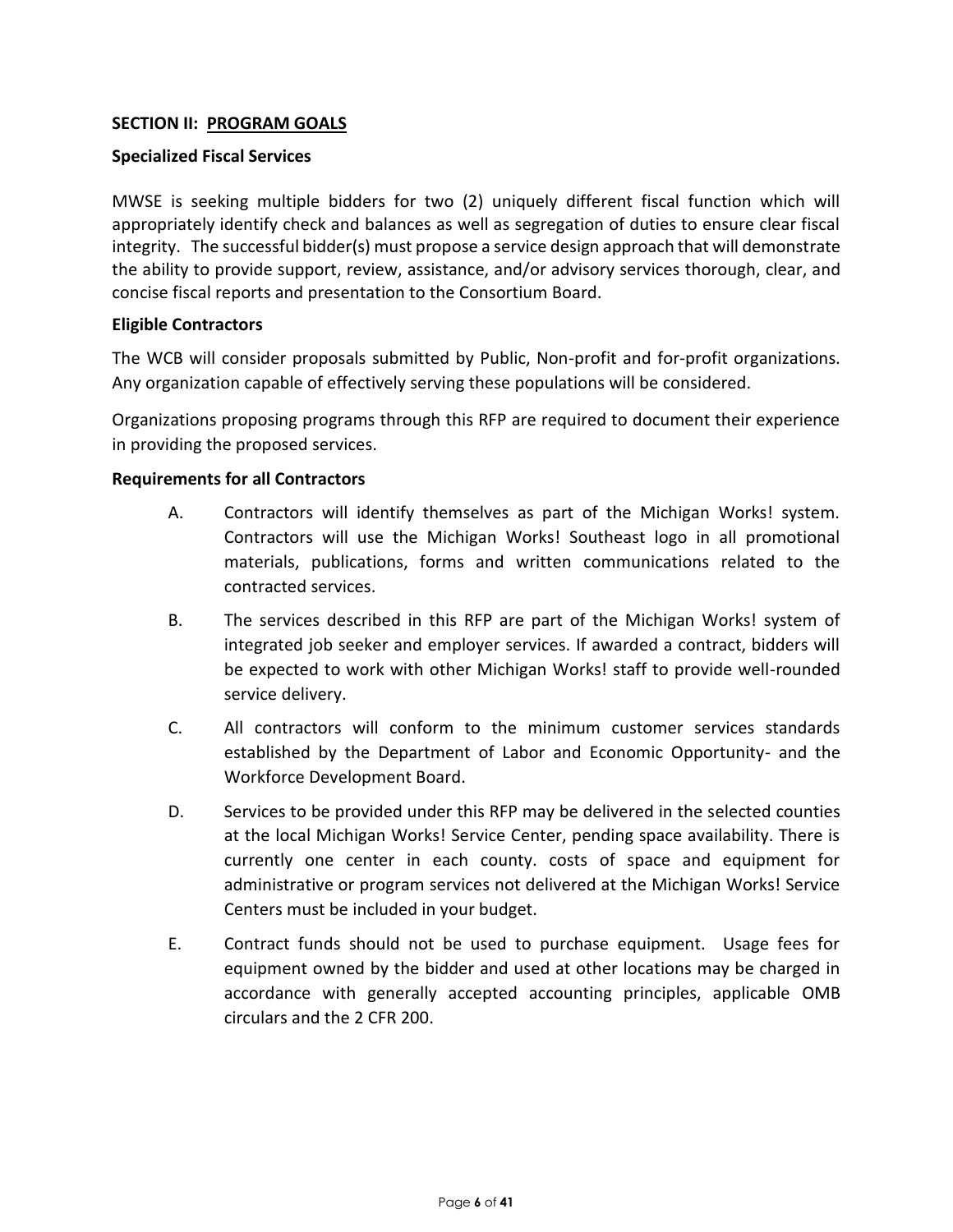**SECTION II: PROGRAM GOALS**

**Specialized Fiscal Services**

MWSE is seeking multiple bidders for two (2) uniquely different fiscal function which will appropriately identify check and balances as well as segregation of duties to ensure clear fiscal integrity. The successful bidder(s) must propose a service design approach that will demonstrate the ability to provide support, review, assistance, and/or advisory services thorough, clear, and concise fiscal reports and presentation to the Consortium Board.

**Eligible Contractors**

The WCB will consider proposals submitted by Public, Non-profit and for-profit organizations. Any organization capable of effectively serving these populations will be considered.

Organizations proposing programs through this RFP are required to document their experience in providing the proposed services.

**Requirements for all Contractors**

A. Contractors will identify themselves as part of the Michigan Works! system. Contractors will use the Michigan Works! Southeast logo in all promotional materials, publications, forms and written communications related to the contracted services.

B. The services described in this RFP are part of the Michigan Works! system of integrated job seeker and employer services. If awarded a contract, bidders will be expected to work with other Michigan Works! staff to provide well-rounded service delivery.

C. All contractors will conform to the minimum customer services standards established by the Department of Labor and Economic Opportunity- and the Workforce Development Board.

D. Services to be provided under this RFP may be delivered in the selected counties at the local Michigan Works! Service Center, pending space availability. There is currently one center in each county. costs of space and equipment for administrative or program services not delivered at the Michigan Works! Service Centers must be included in your budget.

E. Contract funds should not be used to purchase equipment. Usage fees for equipment owned by the bidder and used at other locations may be charged in accordance with generally accepted accounting principles, applicable OMB circulars and the 2 CFR 200.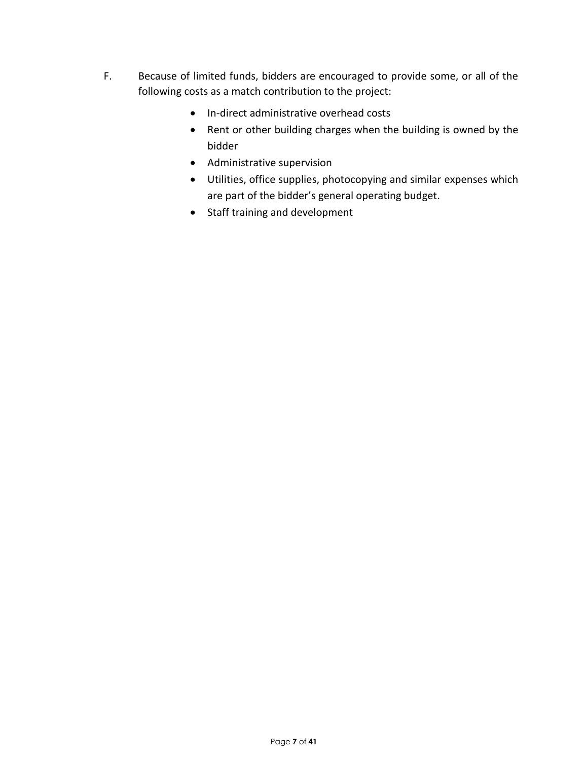F. Because of limited funds, bidders are encouraged to provide some, or all of the following costs as a match contribution to the project:

- In-direct administrative overhead costs
- Rent or other building charges when the building is owned by the bidder
- Administrative supervision
- Utilities, office supplies, photocopying and similar expenses which are part of the bidder's general operating budget.
- Staff training and development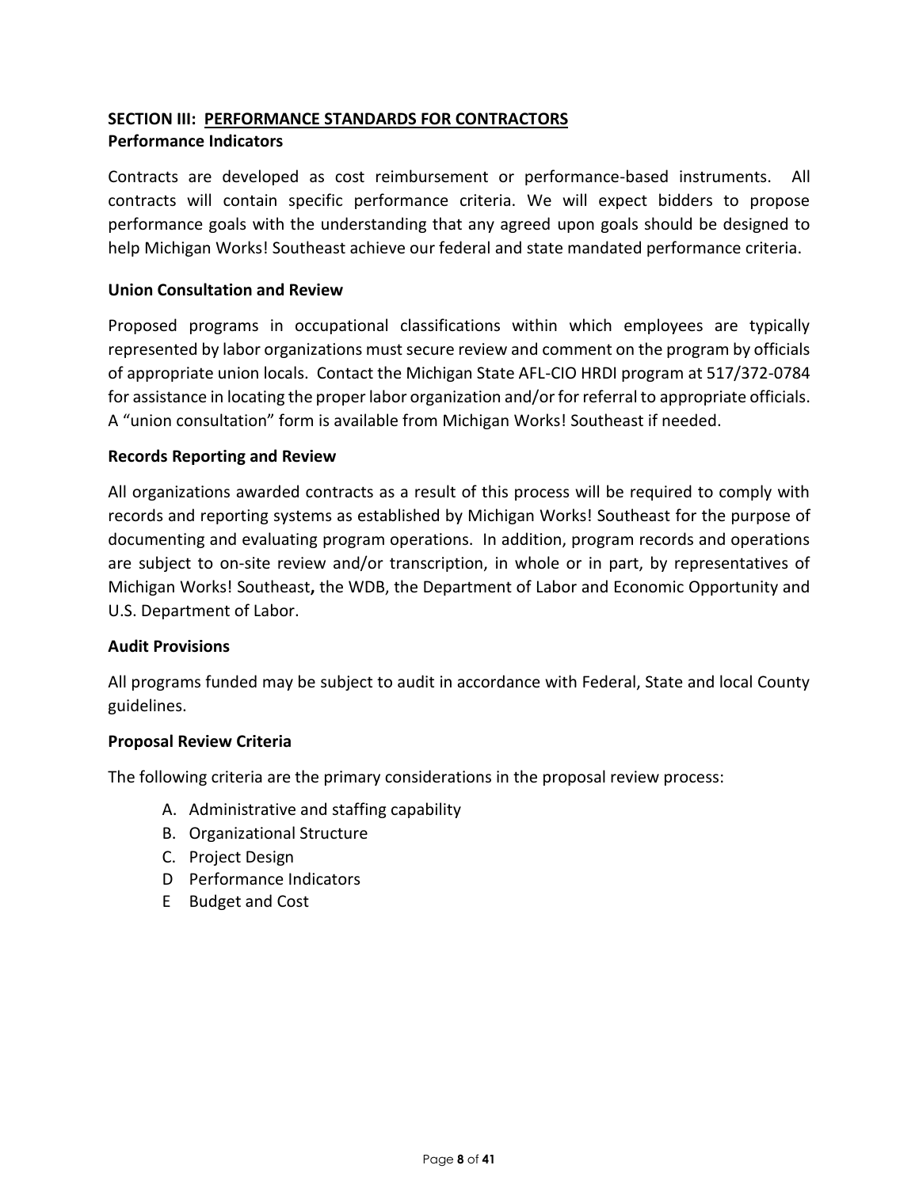## SECTION III: PERFORMANCE STANDARDS FOR CONTRACTORS

### Performance Indicators

Contracts are developed as cost reimbursement or performance-based instruments. All contracts will contain specific performance criteria. We will expect bidders to propose performance goals with the understanding that any agreed upon goals should be designed to help Michigan Works! Southeast achieve our federal and state mandated performance criteria.

### Union Consultation and Review

Proposed programs in occupational classifications within which employees are typically represented by labor organizations must secure review and comment on the program by officials of appropriate union locals. Contact the Michigan State AFL-CIO HRDI program at 517/372-0784 for assistance in locating the proper labor organization and/or for referral to appropriate officials. A "union consultation" form is available from Michigan Works! Southeast if needed.

### Records Reporting and Review

All organizations awarded contracts as a result of this process will be required to comply with records and reporting systems as established by Michigan Works! Southeast for the purpose of documenting and evaluating program operations. In addition, program records and operations are subject to on-site review and/or transcription, in whole or in part, by representatives of Michigan Works! Southeast**,** the WDB, the Department of Labor and Economic Opportunity and U.S. Department of Labor.

### Audit Provisions

All programs funded may be subject to audit in accordance with Federal, State and local County guidelines.

### Proposal Review Criteria

The following criteria are the primary considerations in the proposal review process:

A. Administrative and staffing capability
B. Organizational Structure
C. Project Design
D Performance Indicators
E Budget and Cost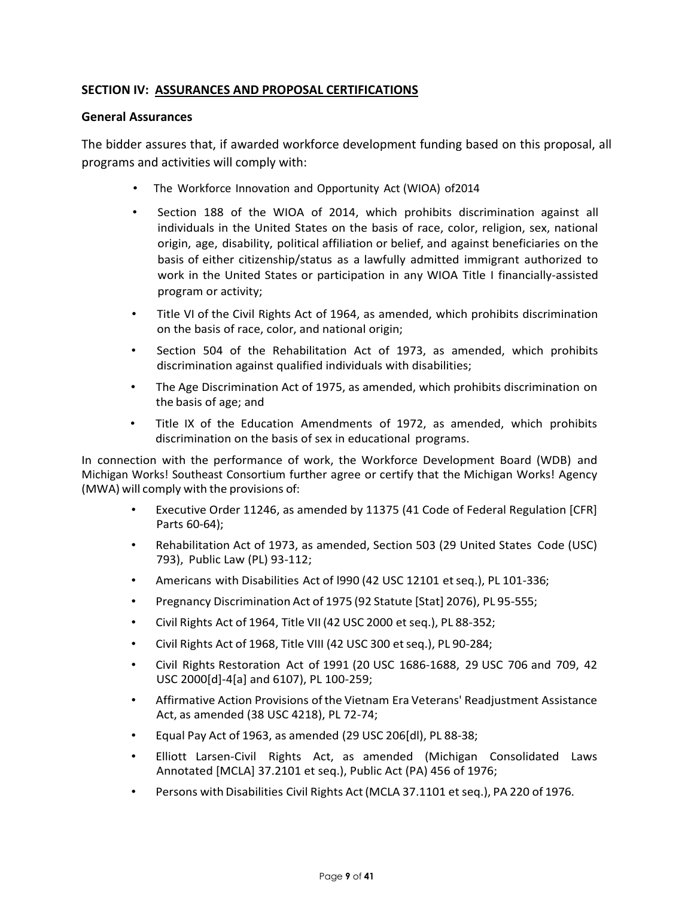## SECTION IV: ASSURANCES AND PROPOSAL CERTIFICATIONS

### General Assurances

The bidder assures that, if awarded workforce development funding based on this proposal, all programs and activities will comply with:

- The Workforce Innovation and Opportunity Act (WIOA) of2014
- Section 188 of the WIOA of 2014, which prohibits discrimination against all individuals in the United States on the basis of race, color, religion, sex, national origin, age, disability, political affiliation or belief, and against beneficiaries on the basis of either citizenship/status as a lawfully admitted immigrant authorized to work in the United States or participation in any WIOA Title I financially-assisted program or activity;
- Title VI of the Civil Rights Act of 1964, as amended, which prohibits discrimination on the basis of race, color, and national origin;
- Section 504 of the Rehabilitation Act of 1973, as amended, which prohibits discrimination against qualified individuals with disabilities;
- The Age Discrimination Act of 1975, as amended, which prohibits discrimination on the basis of age; and
- Title IX of the Education Amendments of 1972, as amended, which prohibits discrimination on the basis of sex in educational programs.

In connection with the performance of work, the Workforce Development Board (WDB) and Michigan Works! Southeast Consortium further agree or certify that the Michigan Works! Agency (MWA) will comply with the provisions of:

- Executive Order 11246, as amended by 11375 (41 Code of Federal Regulation [CFR] Parts 60-64);
- Rehabilitation Act of 1973, as amended, Section 503 (29 United States Code (USC) 793), Public Law (PL) 93-112;
- Americans with Disabilities Act of l990 (42 USC 12101 et seq.), PL 101-336;
- Pregnancy Discrimination Act of 1975 (92 Statute [Stat] 2076), PL 95-555;
- Civil Rights Act of 1964, Title VII (42 USC 2000 et seq.), PL 88-352;
- Civil Rights Act of 1968, Title VIII (42 USC 300 et seq.), PL 90-284;
- Civil Rights Restoration Act of 1991 (20 USC 1686-1688, 29 USC 706 and 709, 42 USC 2000[d]-4[a] and 6107), PL 100-259;
- Affirmative Action Provisions of the Vietnam Era Veterans' Readjustment Assistance Act, as amended (38 USC 4218), PL 72-74;
- Equal Pay Act of 1963, as amended (29 USC 206[dl), PL 88-38;
- Elliott Larsen-Civil Rights Act, as amended (Michigan Consolidated Laws Annotated [MCLA] 37.2101 et seq.), Public Act (PA) 456 of 1976;
- Persons with Disabilities Civil Rights Act (MCLA 37.1101 et seq.), PA 220 of 1976.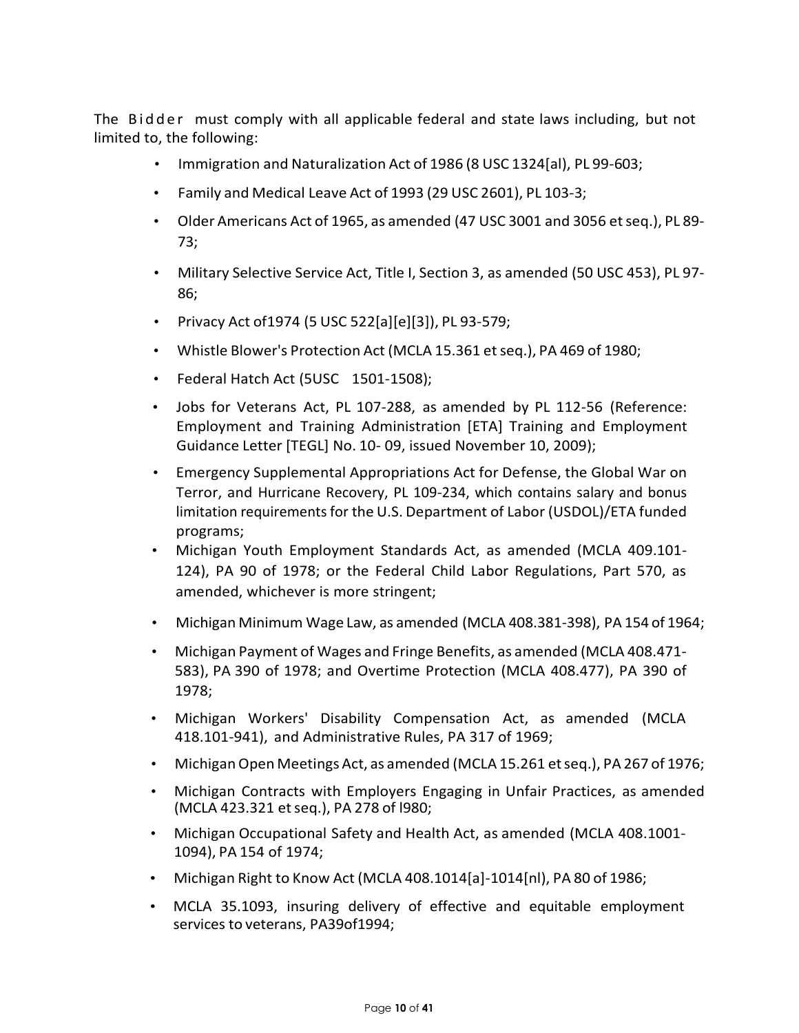The Bidder must comply with all applicable federal and state laws including, but not limited to, the following:

- Immigration and Naturalization Act of 1986 (8 USC 1324[al), PL 99-603;
- Family and Medical Leave Act of 1993 (29 USC 2601), PL 103-3;
- Older Americans Act of 1965, as amended (47 USC 3001 and 3056 et seq.), PL 89-73;
- Military Selective Service Act, Title I, Section 3, as amended (50 USC 453), PL 97-86;
- Privacy Act of1974 (5 USC 522[a][e][3]), PL 93-579;
- Whistle Blower's Protection Act (MCLA 15.361 et seq.), PA 469 of 1980;
- Federal Hatch Act (5USC 1501-1508);
- Jobs for Veterans Act, PL 107-288, as amended by PL 112-56 (Reference: Employment and Training Administration [ETA] Training and Employment Guidance Letter [TEGL] No. 10- 09, issued November 10, 2009);
- Emergency Supplemental Appropriations Act for Defense, the Global War on Terror, and Hurricane Recovery, PL 109-234, which contains salary and bonus limitation requirements for the U.S. Department of Labor (USDOL)/ETA funded programs;
- Michigan Youth Employment Standards Act, as amended (MCLA 409.101-124), PA 90 of 1978; or the Federal Child Labor Regulations, Part 570, as amended, whichever is more stringent;
- Michigan Minimum Wage Law, as amended (MCLA 408.381-398), PA 154 of 1964;
- Michigan Payment of Wages and Fringe Benefits, as amended (MCLA 408.471-583), PA 390 of 1978; and Overtime Protection (MCLA 408.477), PA 390 of 1978;
- Michigan Workers' Disability Compensation Act, as amended (MCLA 418.101-941), and Administrative Rules, PA 317 of 1969;
- Michigan Open Meetings Act, as amended (MCLA 15.261 et seq.), PA 267 of 1976;
- Michigan Contracts with Employers Engaging in Unfair Practices, as amended (MCLA 423.321 et seq.), PA 278 of l980;
- Michigan Occupational Safety and Health Act, as amended (MCLA 408.1001-1094), PA 154 of 1974;
- Michigan Right to Know Act (MCLA 408.1014[a]-1014[nl), PA 80 of 1986;
- MCLA 35.1093, insuring delivery of effective and equitable employment services to veterans, PA39of1994;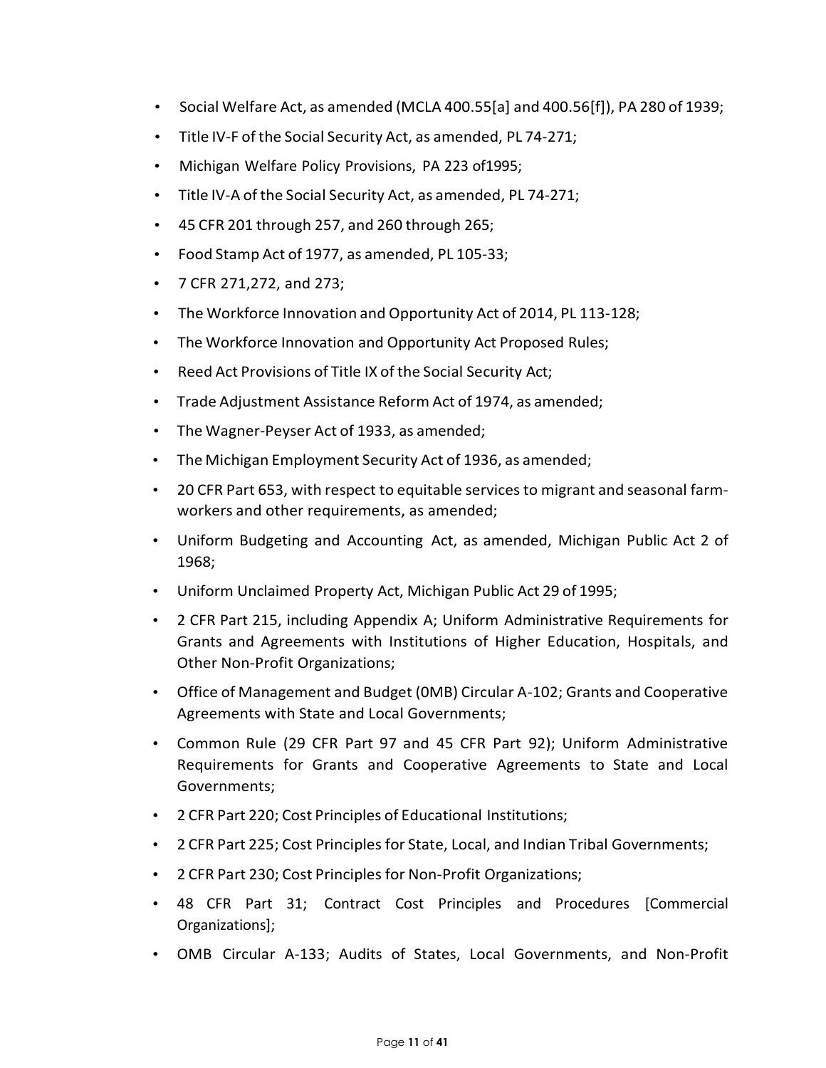- Social Welfare Act, as amended (MCLA 400.55[a] and 400.56[f]), PA 280 of 1939;
- Title IV-F of the Social Security Act, as amended, PL 74-271;
- Michigan Welfare Policy Provisions, PA 223 of1995;
- Title IV-A of the Social Security Act, as amended, PL 74-271;
- 45 CFR 201 through 257, and 260 through 265;
- Food Stamp Act of 1977, as amended, PL 105-33;
- 7 CFR 271,272, and 273;
- The Workforce Innovation and Opportunity Act of 2014, PL 113-128;
- The Workforce Innovation and Opportunity Act Proposed Rules;
- Reed Act Provisions of Title IX of the Social Security Act;
- Trade Adjustment Assistance Reform Act of 1974, as amended;
- The Wagner-Peyser Act of 1933, as amended;
- The Michigan Employment Security Act of 1936, as amended;
- 20 CFR Part 653, with respect to equitable services to migrant and seasonal farm-workers and other requirements, as amended;
- Uniform Budgeting and Accounting Act, as amended, Michigan Public Act 2 of 1968;
- Uniform Unclaimed Property Act, Michigan Public Act 29 of 1995;
- 2 CFR Part 215, including Appendix A; Uniform Administrative Requirements for Grants and Agreements with Institutions of Higher Education, Hospitals, and Other Non-Profit Organizations;
- Office of Management and Budget (0MB) Circular A-102; Grants and Cooperative Agreements with State and Local Governments;
- Common Rule (29 CFR Part 97 and 45 CFR Part 92); Uniform Administrative Requirements for Grants and Cooperative Agreements to State and Local Governments;
- 2 CFR Part 220; Cost Principles of Educational Institutions;
- 2 CFR Part 225; Cost Principles for State, Local, and Indian Tribal Governments;
- 2 CFR Part 230; Cost Principles for Non-Profit Organizations;
- 48 CFR Part 31; Contract Cost Principles and Procedures [Commercial Organizations];
- OMB Circular A-133; Audits of States, Local Governments, and Non-Profit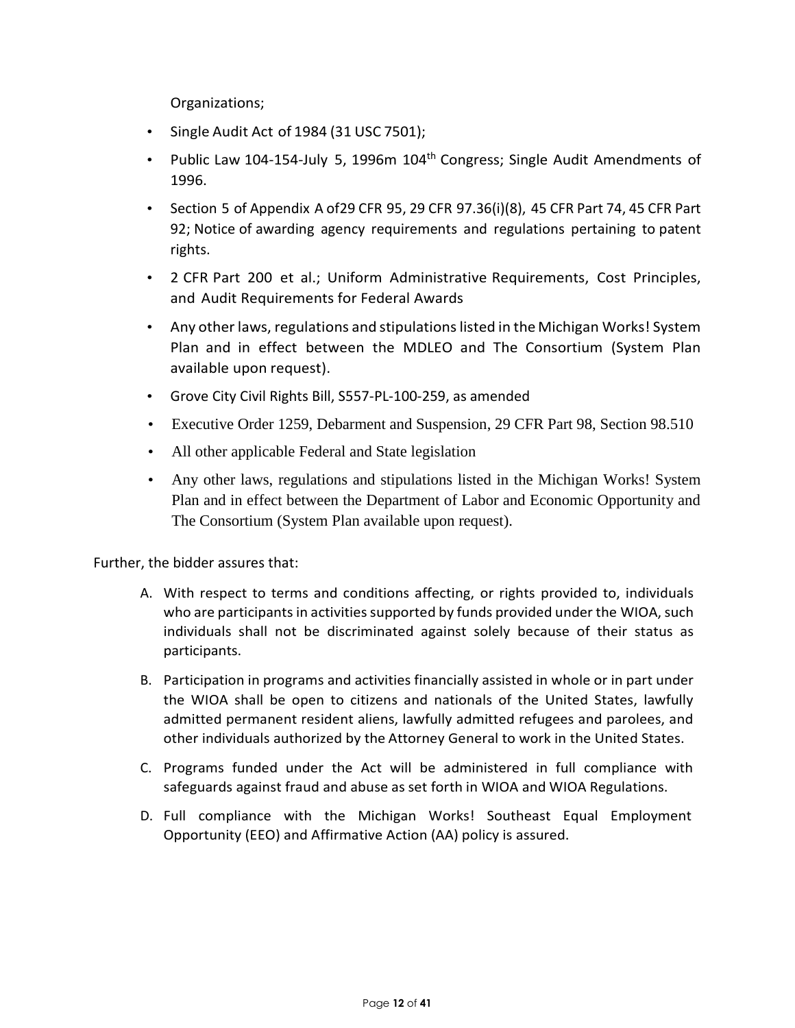Organizations;

- Single Audit Act of 1984 (31 USC 7501);
- Public Law 104-154-July 5, 1996m 104th Congress; Single Audit Amendments of 1996.
- Section 5 of Appendix A of29 CFR 95, 29 CFR 97.36(i)(8), 45 CFR Part 74, 45 CFR Part 92; Notice of awarding agency requirements and regulations pertaining to patent rights.
- 2 CFR Part 200 et al.; Uniform Administrative Requirements, Cost Principles, and Audit Requirements for Federal Awards
- Any other laws, regulations and stipulations listed in the Michigan Works! System Plan and in effect between the MDLEO and The Consortium (System Plan available upon request).
- Grove City Civil Rights Bill, S557-PL-100-259, as amended
- Executive Order 1259, Debarment and Suspension, 29 CFR Part 98, Section 98.510
- All other applicable Federal and State legislation
- Any other laws, regulations and stipulations listed in the Michigan Works! System Plan and in effect between the Department of Labor and Economic Opportunity and The Consortium (System Plan available upon request).

Further, the bidder assures that:

A. With respect to terms and conditions affecting, or rights provided to, individuals who are participants in activities supported by funds provided under the WIOA, such individuals shall not be discriminated against solely because of their status as participants.

B. Participation in programs and activities financially assisted in whole or in part under the WIOA shall be open to citizens and nationals of the United States, lawfully admitted permanent resident aliens, lawfully admitted refugees and parolees, and other individuals authorized by the Attorney General to work in the United States.

C. Programs funded under the Act will be administered in full compliance with safeguards against fraud and abuse as set forth in WIOA and WIOA Regulations.

D. Full compliance with the Michigan Works! Southeast Equal Employment Opportunity (EEO) and Affirmative Action (AA) policy is assured.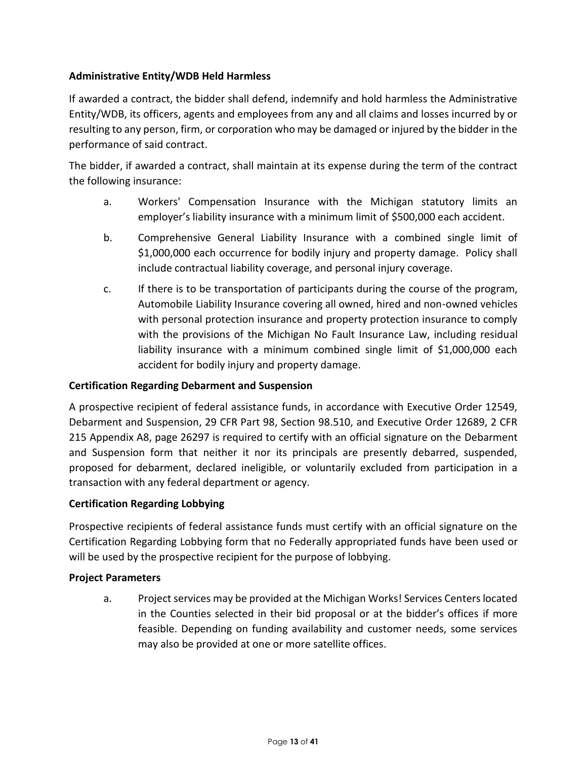**Administrative Entity/WDB Held Harmless**

If awarded a contract, the bidder shall defend, indemnify and hold harmless the Administrative Entity/WDB, its officers, agents and employees from any and all claims and losses incurred by or resulting to any person, firm, or corporation who may be damaged or injured by the bidder in the performance of said contract.

The bidder, if awarded a contract, shall maintain at its expense during the term of the contract the following insurance:

a. Workers' Compensation Insurance with the Michigan statutory limits an employer's liability insurance with a minimum limit of $500,000 each accident.

b. Comprehensive General Liability Insurance with a combined single limit of $1,000,000 each occurrence for bodily injury and property damage. Policy shall include contractual liability coverage, and personal injury coverage.

c. If there is to be transportation of participants during the course of the program, Automobile Liability Insurance covering all owned, hired and non-owned vehicles with personal protection insurance and property protection insurance to comply with the provisions of the Michigan No Fault Insurance Law, including residual liability insurance with a minimum combined single limit of $1,000,000 each accident for bodily injury and property damage.

**Certification Regarding Debarment and Suspension**

A prospective recipient of federal assistance funds, in accordance with Executive Order 12549, Debarment and Suspension, 29 CFR Part 98, Section 98.510, and Executive Order 12689, 2 CFR 215 Appendix A8, page 26297 is required to certify with an official signature on the Debarment and Suspension form that neither it nor its principals are presently debarred, suspended, proposed for debarment, declared ineligible, or voluntarily excluded from participation in a transaction with any federal department or agency.

**Certification Regarding Lobbying**

Prospective recipients of federal assistance funds must certify with an official signature on the Certification Regarding Lobbying form that no Federally appropriated funds have been used or will be used by the prospective recipient for the purpose of lobbying.

**Project Parameters**

a. Project services may be provided at the Michigan Works! Services Centers located in the Counties selected in their bid proposal or at the bidder's offices if more feasible. Depending on funding availability and customer needs, some services may also be provided at one or more satellite offices.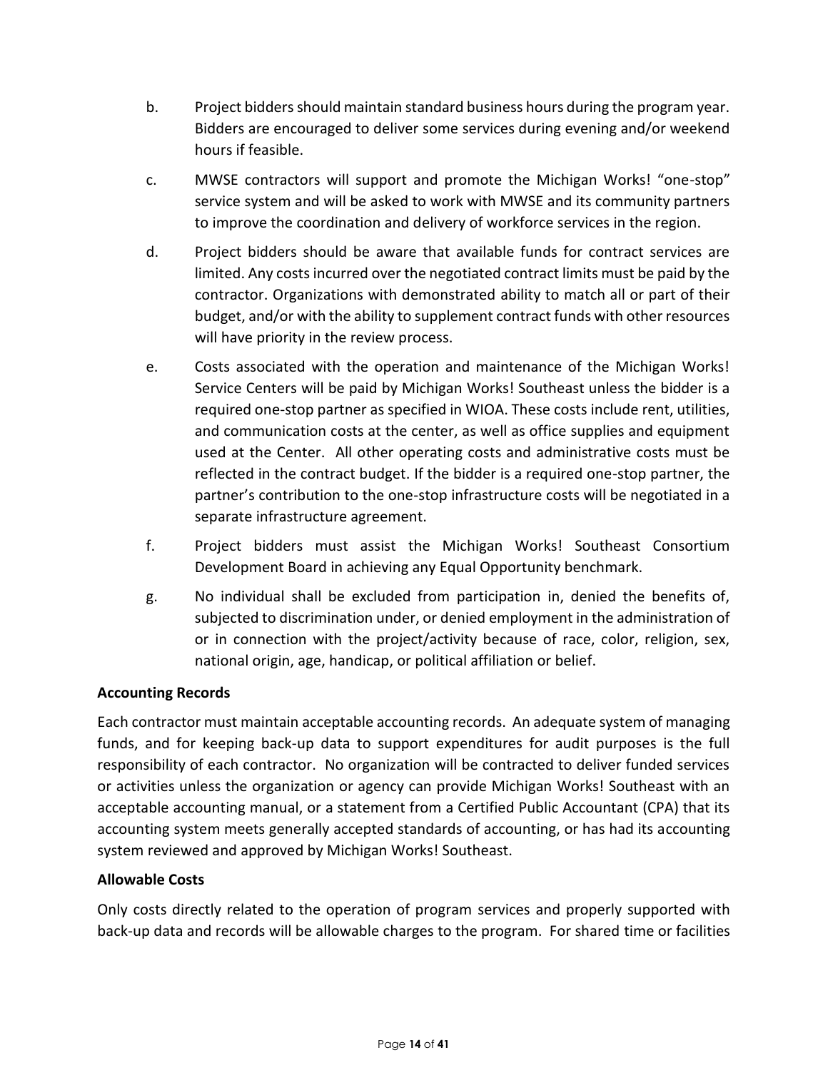b. Project bidders should maintain standard business hours during the program year. Bidders are encouraged to deliver some services during evening and/or weekend hours if feasible.

c. MWSE contractors will support and promote the Michigan Works! "one-stop" service system and will be asked to work with MWSE and its community partners to improve the coordination and delivery of workforce services in the region.

d. Project bidders should be aware that available funds for contract services are limited. Any costs incurred over the negotiated contract limits must be paid by the contractor. Organizations with demonstrated ability to match all or part of their budget, and/or with the ability to supplement contract funds with other resources will have priority in the review process.

e. Costs associated with the operation and maintenance of the Michigan Works! Service Centers will be paid by Michigan Works! Southeast unless the bidder is a required one-stop partner as specified in WIOA. These costs include rent, utilities, and communication costs at the center, as well as office supplies and equipment used at the Center. All other operating costs and administrative costs must be reflected in the contract budget. If the bidder is a required one-stop partner, the partner's contribution to the one-stop infrastructure costs will be negotiated in a separate infrastructure agreement.

f. Project bidders must assist the Michigan Works! Southeast Consortium Development Board in achieving any Equal Opportunity benchmark.

g. No individual shall be excluded from participation in, denied the benefits of, subjected to discrimination under, or denied employment in the administration of or in connection with the project/activity because of race, color, religion, sex, national origin, age, handicap, or political affiliation or belief.

**Accounting Records**

Each contractor must maintain acceptable accounting records. An adequate system of managing funds, and for keeping back-up data to support expenditures for audit purposes is the full responsibility of each contractor. No organization will be contracted to deliver funded services or activities unless the organization or agency can provide Michigan Works! Southeast with an acceptable accounting manual, or a statement from a Certified Public Accountant (CPA) that its accounting system meets generally accepted standards of accounting, or has had its accounting system reviewed and approved by Michigan Works! Southeast.

**Allowable Costs**

Only costs directly related to the operation of program services and properly supported with back-up data and records will be allowable charges to the program. For shared time or facilities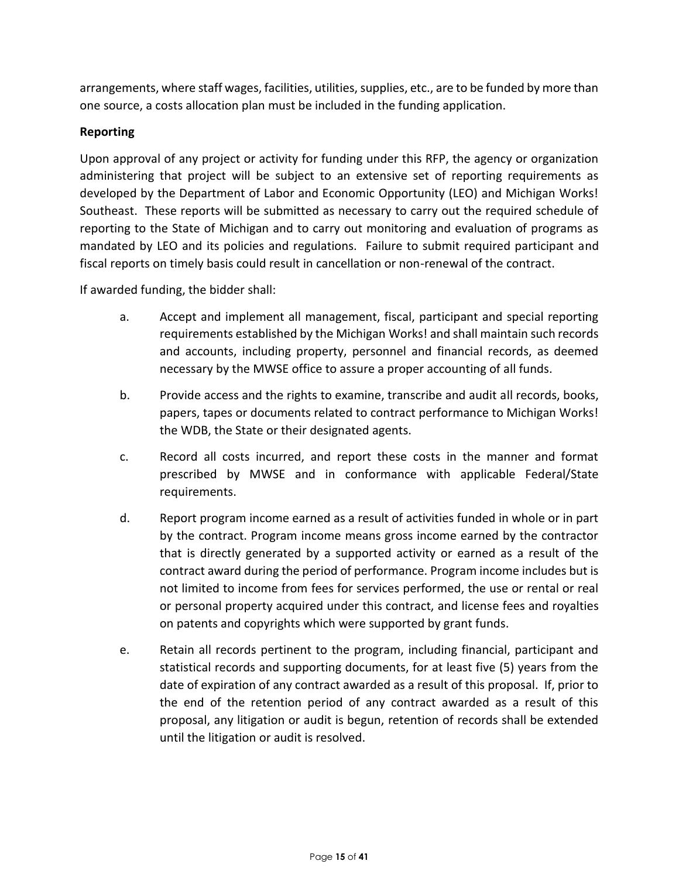arrangements, where staff wages, facilities, utilities, supplies, etc., are to be funded by more than one source, a costs allocation plan must be included in the funding application.

**Reporting**

Upon approval of any project or activity for funding under this RFP, the agency or organization administering that project will be subject to an extensive set of reporting requirements as developed by the Department of Labor and Economic Opportunity (LEO) and Michigan Works! Southeast. These reports will be submitted as necessary to carry out the required schedule of reporting to the State of Michigan and to carry out monitoring and evaluation of programs as mandated by LEO and its policies and regulations. Failure to submit required participant and fiscal reports on timely basis could result in cancellation or non-renewal of the contract.

If awarded funding, the bidder shall:

a. Accept and implement all management, fiscal, participant and special reporting requirements established by the Michigan Works! and shall maintain such records and accounts, including property, personnel and financial records, as deemed necessary by the MWSE office to assure a proper accounting of all funds.

b. Provide access and the rights to examine, transcribe and audit all records, books, papers, tapes or documents related to contract performance to Michigan Works! the WDB, the State or their designated agents.

c. Record all costs incurred, and report these costs in the manner and format prescribed by MWSE and in conformance with applicable Federal/State requirements.

d. Report program income earned as a result of activities funded in whole or in part by the contract. Program income means gross income earned by the contractor that is directly generated by a supported activity or earned as a result of the contract award during the period of performance. Program income includes but is not limited to income from fees for services performed, the use or rental or real or personal property acquired under this contract, and license fees and royalties on patents and copyrights which were supported by grant funds.

e. Retain all records pertinent to the program, including financial, participant and statistical records and supporting documents, for at least five (5) years from the date of expiration of any contract awarded as a result of this proposal. If, prior to the end of the retention period of any contract awarded as a result of this proposal, any litigation or audit is begun, retention of records shall be extended until the litigation or audit is resolved.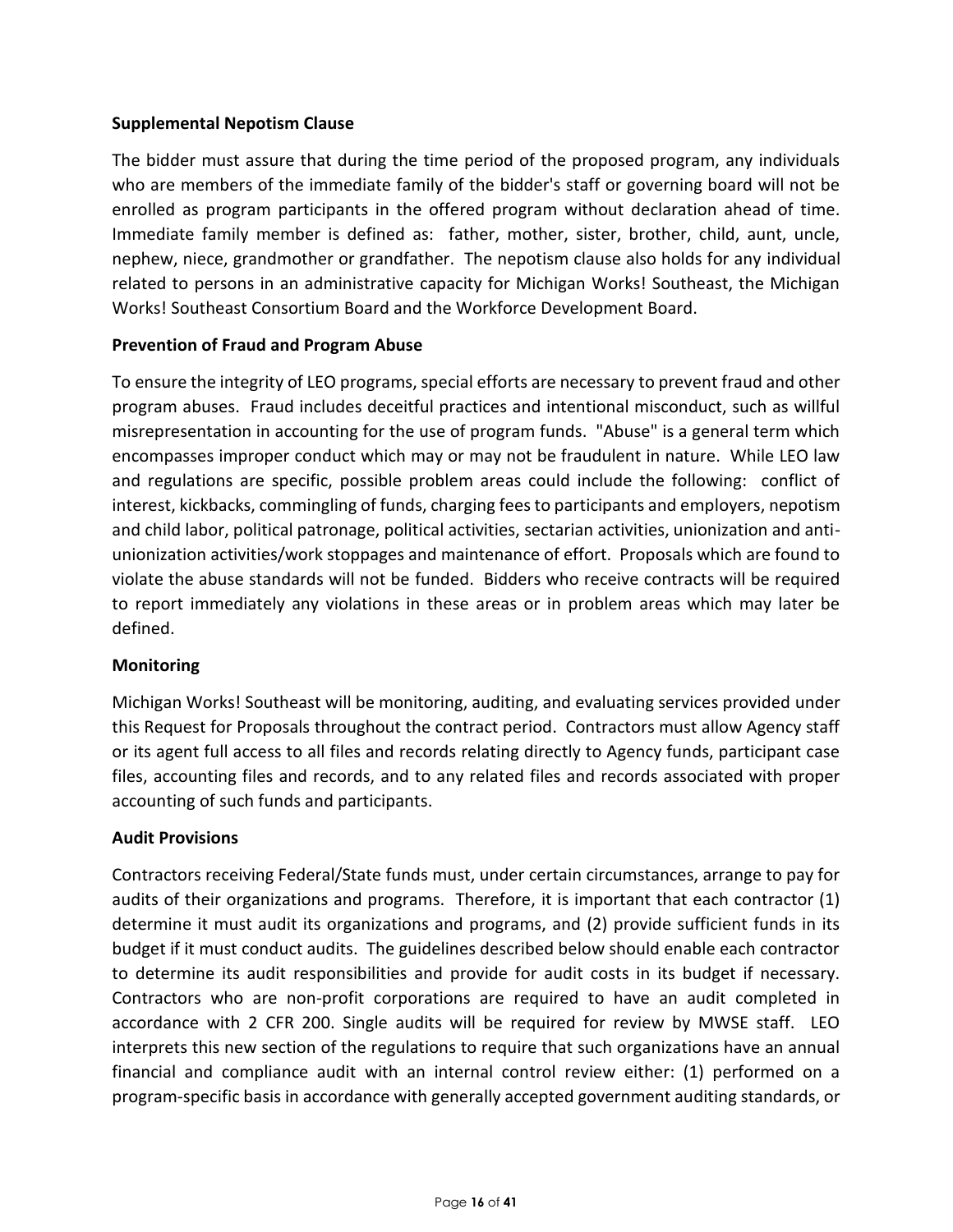**Supplemental Nepotism Clause**

The bidder must assure that during the time period of the proposed program, any individuals who are members of the immediate family of the bidder's staff or governing board will not be enrolled as program participants in the offered program without declaration ahead of time. Immediate family member is defined as: father, mother, sister, brother, child, aunt, uncle, nephew, niece, grandmother or grandfather. The nepotism clause also holds for any individual related to persons in an administrative capacity for Michigan Works! Southeast, the Michigan Works! Southeast Consortium Board and the Workforce Development Board.

**Prevention of Fraud and Program Abuse**

To ensure the integrity of LEO programs, special efforts are necessary to prevent fraud and other program abuses. Fraud includes deceitful practices and intentional misconduct, such as willful misrepresentation in accounting for the use of program funds. "Abuse" is a general term which encompasses improper conduct which may or may not be fraudulent in nature. While LEO law and regulations are specific, possible problem areas could include the following: conflict of interest, kickbacks, commingling of funds, charging fees to participants and employers, nepotism and child labor, political patronage, political activities, sectarian activities, unionization and anti-unionization activities/work stoppages and maintenance of effort. Proposals which are found to violate the abuse standards will not be funded. Bidders who receive contracts will be required to report immediately any violations in these areas or in problem areas which may later be defined.

**Monitoring**

Michigan Works! Southeast will be monitoring, auditing, and evaluating services provided under this Request for Proposals throughout the contract period. Contractors must allow Agency staff or its agent full access to all files and records relating directly to Agency funds, participant case files, accounting files and records, and to any related files and records associated with proper accounting of such funds and participants.

**Audit Provisions**

Contractors receiving Federal/State funds must, under certain circumstances, arrange to pay for audits of their organizations and programs. Therefore, it is important that each contractor (1) determine it must audit its organizations and programs, and (2) provide sufficient funds in its budget if it must conduct audits. The guidelines described below should enable each contractor to determine its audit responsibilities and provide for audit costs in its budget if necessary. Contractors who are non-profit corporations are required to have an audit completed in accordance with 2 CFR 200. Single audits will be required for review by MWSE staff. LEO interprets this new section of the regulations to require that such organizations have an annual financial and compliance audit with an internal control review either: (1) performed on a program-specific basis in accordance with generally accepted government auditing standards, or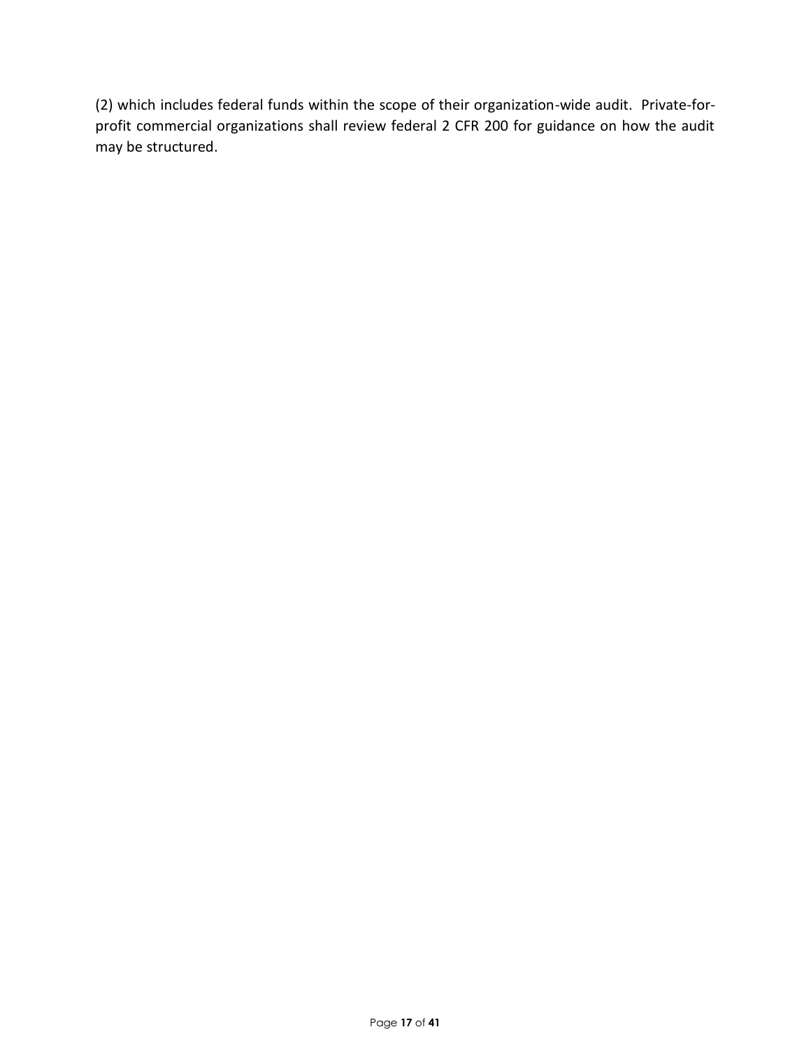(2) which includes federal funds within the scope of their organization-wide audit. Private-for-profit commercial organizations shall review federal 2 CFR 200 for guidance on how the audit may be structured.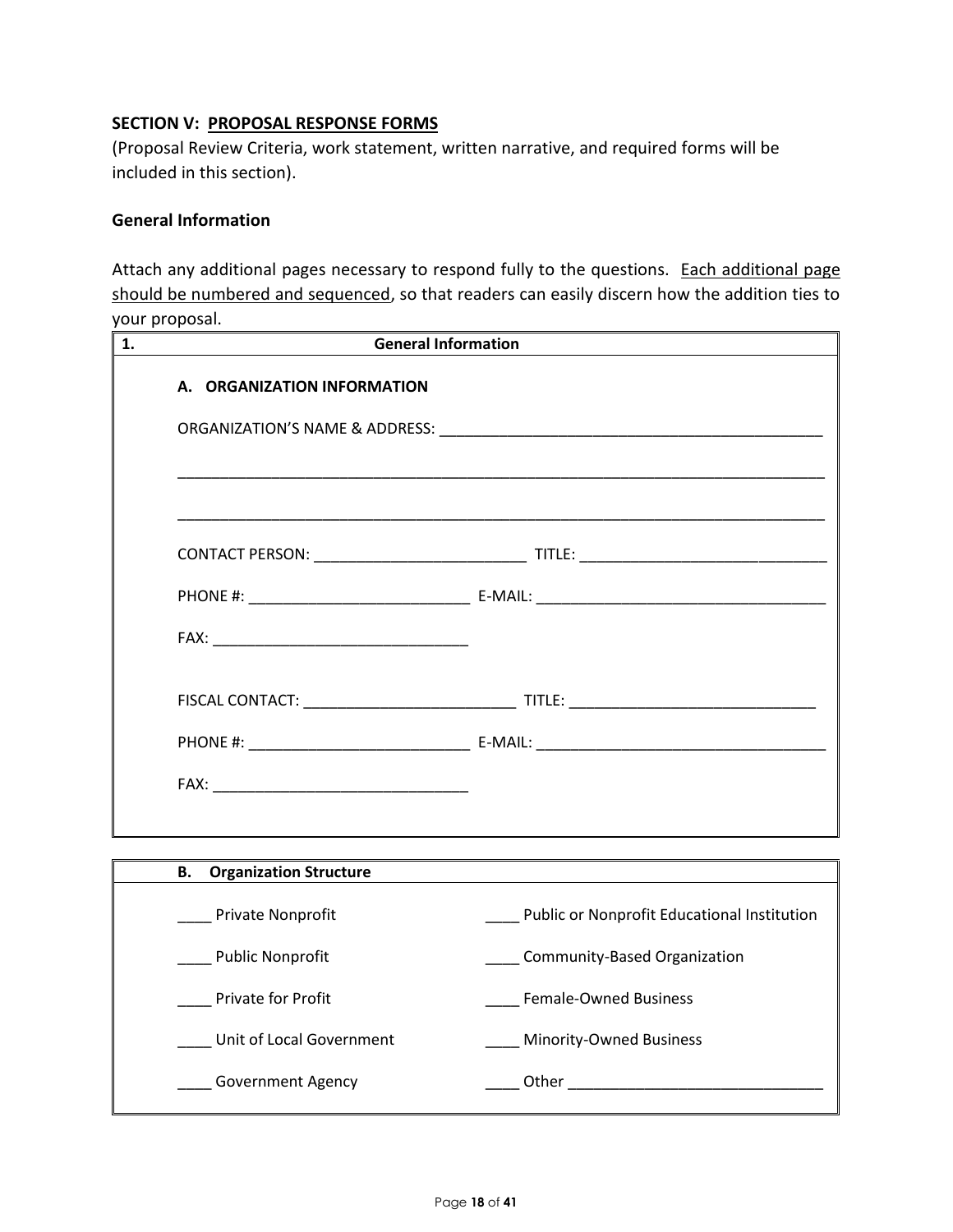**SECTION V: <u>PROPOSAL RESPONSE FORMS</u>**

(Proposal Review Criteria, work statement, written narrative, and required forms will be included in this section).

**General Information**

Attach any additional pages necessary to respond fully to the questions. <u>Each additional page should be numbered and sequenced</u>, so that readers can easily discern how the addition ties to your proposal.

| 1. | General Information |
|---|---|

**A. ORGANIZATION INFORMATION**

ORGANIZATION'S NAME & ADDRESS: _______________________________________________

_______________________________________________________________________________

_______________________________________________________________________________

CONTACT PERSON: _________________________ TITLE: _____________________________

PHONE #: __________________________ E-MAIL: __________________________________

FAX: ______________________________

FISCAL CONTACT: _________________________ TITLE: _____________________________

PHONE #: __________________________ E-MAIL: __________________________________

FAX: ______________________________

| B. Organization Structure | |
|---|---|
| ____ Private Nonprofit | ____ Public or Nonprofit Educational Institution |
| ____ Public Nonprofit | ____ Community-Based Organization |
| ____ Private for Profit | ____ Female-Owned Business |
| ____ Unit of Local Government | ____ Minority-Owned Business |
| ____ Government Agency | ____ Other ______________________________ |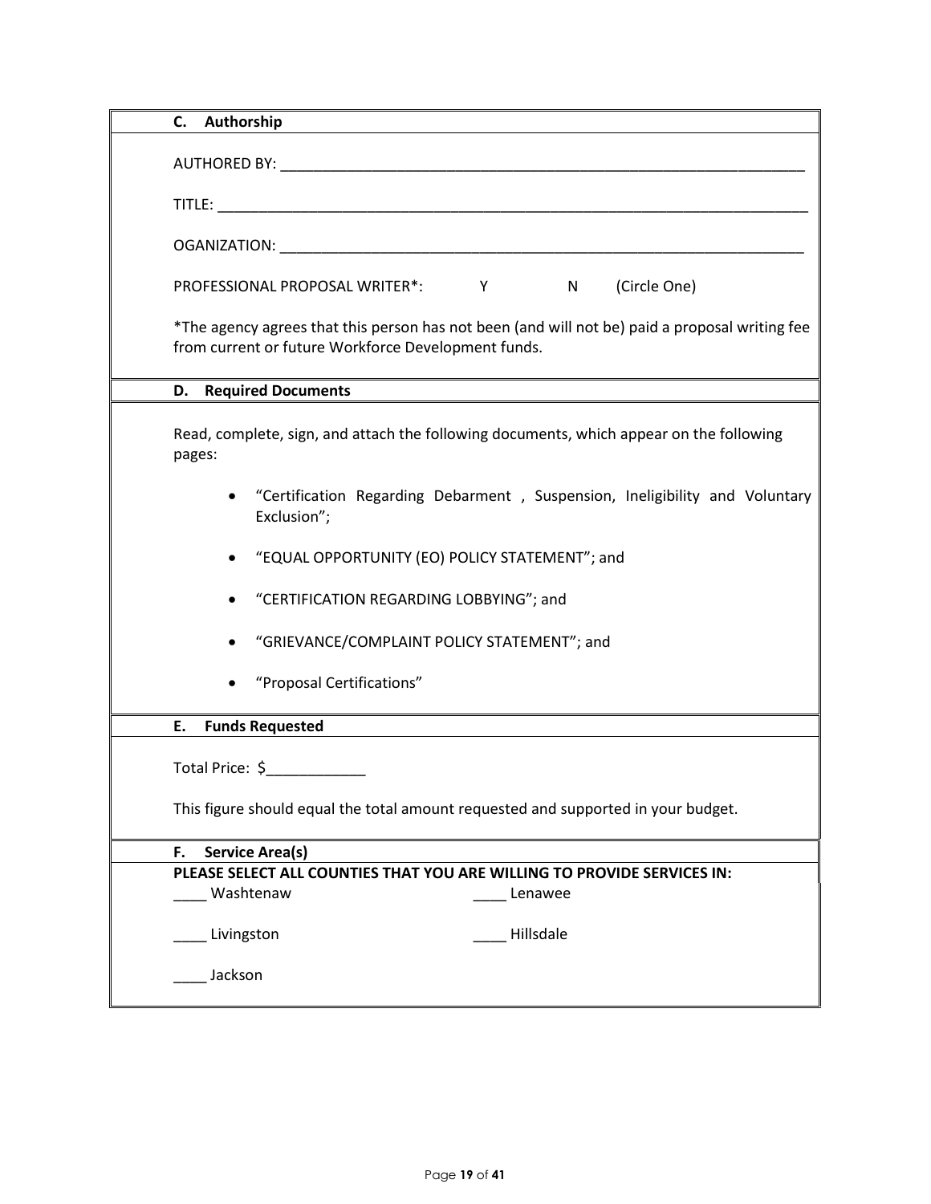### C. Authorship

AUTHORED BY: ____________________________________________________________________

TITLE: ___________________________________________________________________________

OGANIZATION: _____________________________________________________________________

PROFESSIONAL PROPOSAL WRITER*: Y N (Circle One)

*The agency agrees that this person has not been (and will not be) paid a proposal writing fee from current or future Workforce Development funds.

### D. Required Documents

Read, complete, sign, and attach the following documents, which appear on the following pages:

- "Certification Regarding Debarment , Suspension, Ineligibility and Voluntary Exclusion";
- "EQUAL OPPORTUNITY (EO) POLICY STATEMENT"; and
- "CERTIFICATION REGARDING LOBBYING"; and
- "GRIEVANCE/COMPLAINT POLICY STATEMENT"; and
- "Proposal Certifications"

### E. Funds Requested

Total Price: $____________

This figure should equal the total amount requested and supported in your budget.

### F. Service Area(s)

**PLEASE SELECT ALL COUNTIES THAT YOU ARE WILLING TO PROVIDE SERVICES IN:**

____ Washtenaw

____ Lenawee

____ Livingston

____ Hillsdale

____ Jackson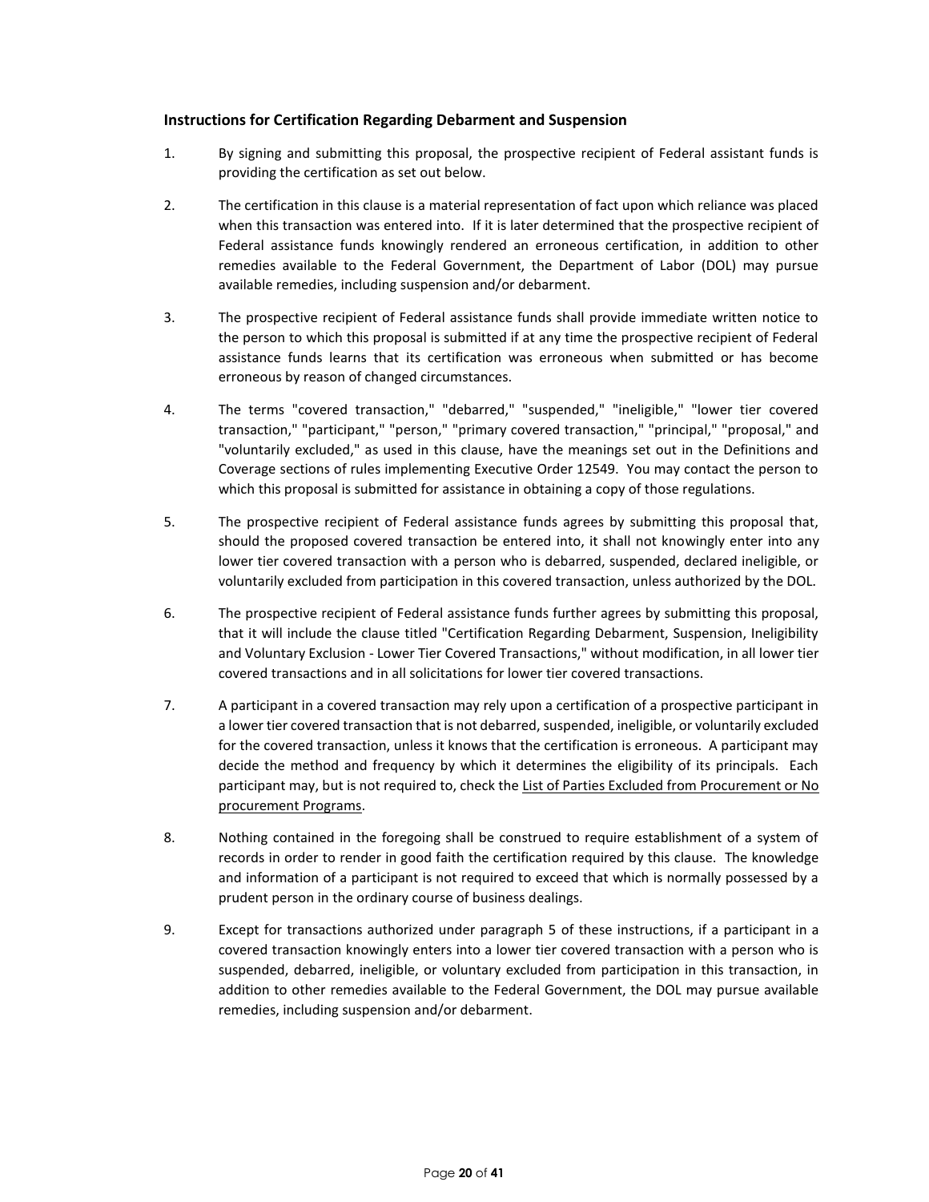### Instructions for Certification Regarding Debarment and Suspension

1. By signing and submitting this proposal, the prospective recipient of Federal assistant funds is providing the certification as set out below.

2. The certification in this clause is a material representation of fact upon which reliance was placed when this transaction was entered into. If it is later determined that the prospective recipient of Federal assistance funds knowingly rendered an erroneous certification, in addition to other remedies available to the Federal Government, the Department of Labor (DOL) may pursue available remedies, including suspension and/or debarment.

3. The prospective recipient of Federal assistance funds shall provide immediate written notice to the person to which this proposal is submitted if at any time the prospective recipient of Federal assistance funds learns that its certification was erroneous when submitted or has become erroneous by reason of changed circumstances.

4. The terms "covered transaction," "debarred," "suspended," "ineligible," "lower tier covered transaction," "participant," "person," "primary covered transaction," "principal," "proposal," and "voluntarily excluded," as used in this clause, have the meanings set out in the Definitions and Coverage sections of rules implementing Executive Order 12549. You may contact the person to which this proposal is submitted for assistance in obtaining a copy of those regulations.

5. The prospective recipient of Federal assistance funds agrees by submitting this proposal that, should the proposed covered transaction be entered into, it shall not knowingly enter into any lower tier covered transaction with a person who is debarred, suspended, declared ineligible, or voluntarily excluded from participation in this covered transaction, unless authorized by the DOL.

6. The prospective recipient of Federal assistance funds further agrees by submitting this proposal, that it will include the clause titled "Certification Regarding Debarment, Suspension, Ineligibility and Voluntary Exclusion - Lower Tier Covered Transactions," without modification, in all lower tier covered transactions and in all solicitations for lower tier covered transactions.

7. A participant in a covered transaction may rely upon a certification of a prospective participant in a lower tier covered transaction that is not debarred, suspended, ineligible, or voluntarily excluded for the covered transaction, unless it knows that the certification is erroneous. A participant may decide the method and frequency by which it determines the eligibility of its principals. Each participant may, but is not required to, check the List of Parties Excluded from Procurement or No procurement Programs.

8. Nothing contained in the foregoing shall be construed to require establishment of a system of records in order to render in good faith the certification required by this clause. The knowledge and information of a participant is not required to exceed that which is normally possessed by a prudent person in the ordinary course of business dealings.

9. Except for transactions authorized under paragraph 5 of these instructions, if a participant in a covered transaction knowingly enters into a lower tier covered transaction with a person who is suspended, debarred, ineligible, or voluntary excluded from participation in this transaction, in addition to other remedies available to the Federal Government, the DOL may pursue available remedies, including suspension and/or debarment.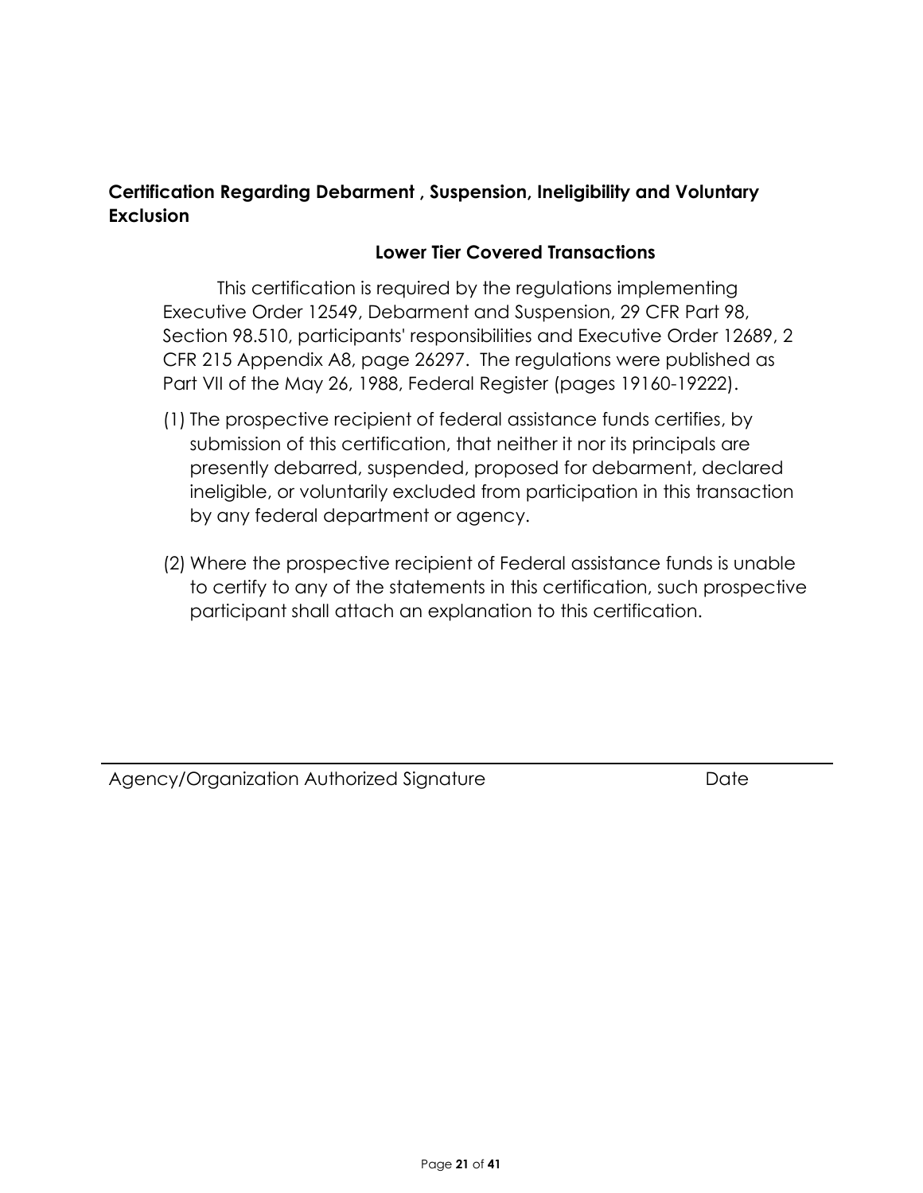**Certification Regarding Debarment , Suspension, Ineligibility and Voluntary Exclusion**

**Lower Tier Covered Transactions**

This certification is required by the regulations implementing Executive Order 12549, Debarment and Suspension, 29 CFR Part 98, Section 98.510, participants' responsibilities and Executive Order 12689, 2 CFR 215 Appendix A8, page 26297. The regulations were published as Part VII of the May 26, 1988, Federal Register (pages 19160-19222).

(1) The prospective recipient of federal assistance funds certifies, by submission of this certification, that neither it nor its principals are presently debarred, suspended, proposed for debarment, declared ineligible, or voluntarily excluded from participation in this transaction by any federal department or agency.

(2) Where the prospective recipient of Federal assistance funds is unable to certify to any of the statements in this certification, such prospective participant shall attach an explanation to this certification.

Agency/Organization Authorized Signature Date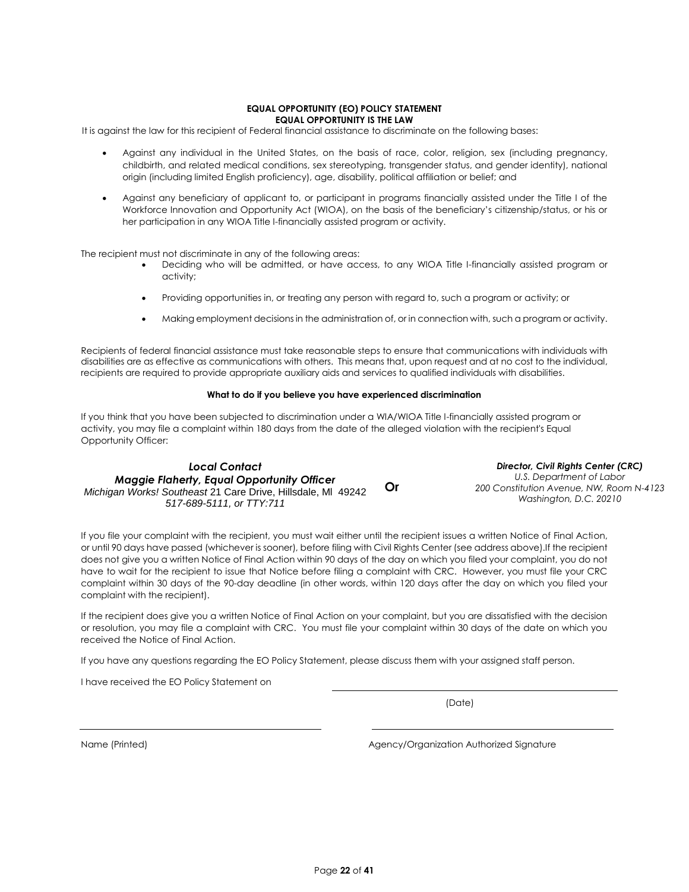**EQUAL OPPORTUNITY (EO) POLICY STATEMENT**
**EQUAL OPPORTUNITY IS THE LAW**

It is against the law for this recipient of Federal financial assistance to discriminate on the following bases:

- Against any individual in the United States, on the basis of race, color, religion, sex (including pregnancy, childbirth, and related medical conditions, sex stereotyping, transgender status, and gender identity), national origin (including limited English proficiency), age, disability, political affiliation or belief; and
- Against any beneficiary of applicant to, or participant in programs financially assisted under the Title I of the Workforce Innovation and Opportunity Act (WIOA), on the basis of the beneficiary's citizenship/status, or his or her participation in any WIOA Title I-financially assisted program or activity.

The recipient must not discriminate in any of the following areas:

- Deciding who will be admitted, or have access, to any WIOA Title I-financially assisted program or activity;
- Providing opportunities in, or treating any person with regard to, such a program or activity; or
- Making employment decisions in the administration of, or in connection with, such a program or activity.

Recipients of federal financial assistance must take reasonable steps to ensure that communications with individuals with disabilities are as effective as communications with others. This means that, upon request and at no cost to the individual, recipients are required to provide appropriate auxiliary aids and services to qualified individuals with disabilities.

**What to do if you believe you have experienced discrimination**

If you think that you have been subjected to discrimination under a WIA/WIOA Title I-financially assisted program or activity, you may file a complaint within 180 days from the date of the alleged violation with the recipient's Equal Opportunity Officer:

***Local Contact***
***Maggie Flaherty, Equal Opportunity Officer***
*Michigan Works! Southeast* 21 Care Drive, Hillsdale, MI 49242
*517-689-5111, or TTY:711*

**Or**

***Director, Civil Rights Center (CRC)***
*U.S. Department of Labor*
*200 Constitution Avenue, NW, Room N-4123*
*Washington, D.C. 20210*

If you file your complaint with the recipient, you must wait either until the recipient issues a written Notice of Final Action, or until 90 days have passed (whichever is sooner), before filing with Civil Rights Center (see address above).If the recipient does not give you a written Notice of Final Action within 90 days of the day on which you filed your complaint, you do not have to wait for the recipient to issue that Notice before filing a complaint with CRC. However, you must file your CRC complaint within 30 days of the 90-day deadline (in other words, within 120 days after the day on which you filed your complaint with the recipient).

If the recipient does give you a written Notice of Final Action on your complaint, but you are dissatisfied with the decision or resolution, you may file a complaint with CRC. You must file your complaint within 30 days of the date on which you received the Notice of Final Action.

If you have any questions regarding the EO Policy Statement, please discuss them with your assigned staff person.

I have received the EO Policy Statement on \_\_\_\_\_\_\_\_\_\_\_\_\_\_\_\_\_\_\_\_\_\_\_\_\_\_\_\_

(Date)

\_\_\_\_\_\_\_\_\_\_\_\_\_\_\_\_\_\_\_\_\_\_\_\_\_\_\_\_ \_\_\_\_\_\_\_\_\_\_\_\_\_\_\_\_\_\_\_\_\_\_\_\_\_\_\_\_

Name (Printed) Agency/Organization Authorized Signature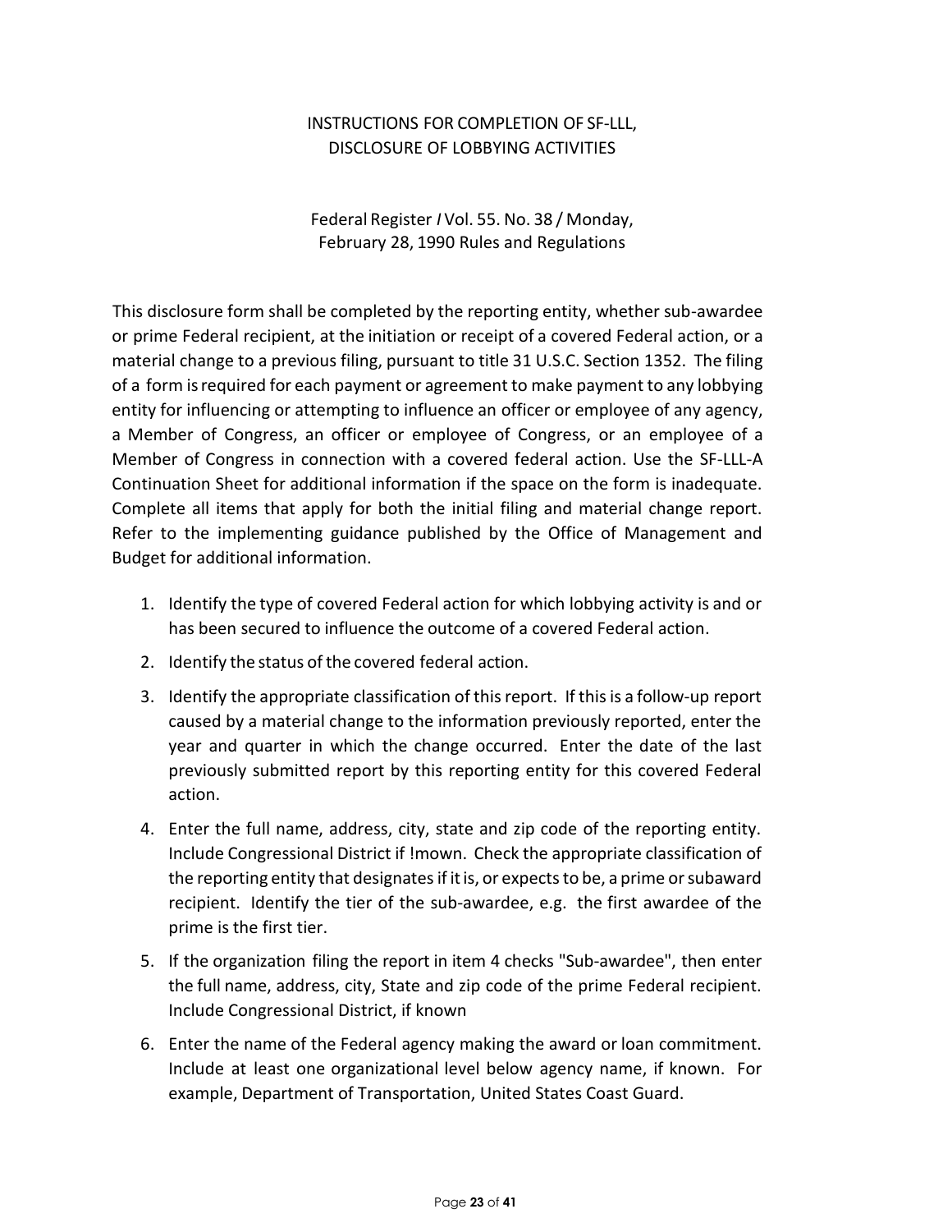# INSTRUCTIONS FOR COMPLETION OF SF-LLL, DISCLOSURE OF LOBBYING ACTIVITIES

Federal Register *I* Vol. 55. No. 38 / Monday, February 28, 1990 Rules and Regulations

This disclosure form shall be completed by the reporting entity, whether sub-awardee or prime Federal recipient, at the initiation or receipt of a covered Federal action, or a material change to a previous filing, pursuant to title 31 U.S.C. Section 1352. The filing of a form is required for each payment or agreement to make payment to any lobbying entity for influencing or attempting to influence an officer or employee of any agency, a Member of Congress, an officer or employee of Congress, or an employee of a Member of Congress in connection with a covered federal action. Use the SF-LLL-A Continuation Sheet for additional information if the space on the form is inadequate. Complete all items that apply for both the initial filing and material change report. Refer to the implementing guidance published by the Office of Management and Budget for additional information.

1. Identify the type of covered Federal action for which lobbying activity is and or has been secured to influence the outcome of a covered Federal action.
2. Identify the status of the covered federal action.
3. Identify the appropriate classification of this report. If this is a follow-up report caused by a material change to the information previously reported, enter the year and quarter in which the change occurred. Enter the date of the last previously submitted report by this reporting entity for this covered Federal action.
4. Enter the full name, address, city, state and zip code of the reporting entity. Include Congressional District if !mown. Check the appropriate classification of the reporting entity that designates if it is, or expects to be, a prime or subaward recipient. Identify the tier of the sub-awardee, e.g. the first awardee of the prime is the first tier.
5. If the organization filing the report in item 4 checks "Sub-awardee", then enter the full name, address, city, State and zip code of the prime Federal recipient. Include Congressional District, if known
6. Enter the name of the Federal agency making the award or loan commitment. Include at least one organizational level below agency name, if known. For example, Department of Transportation, United States Coast Guard.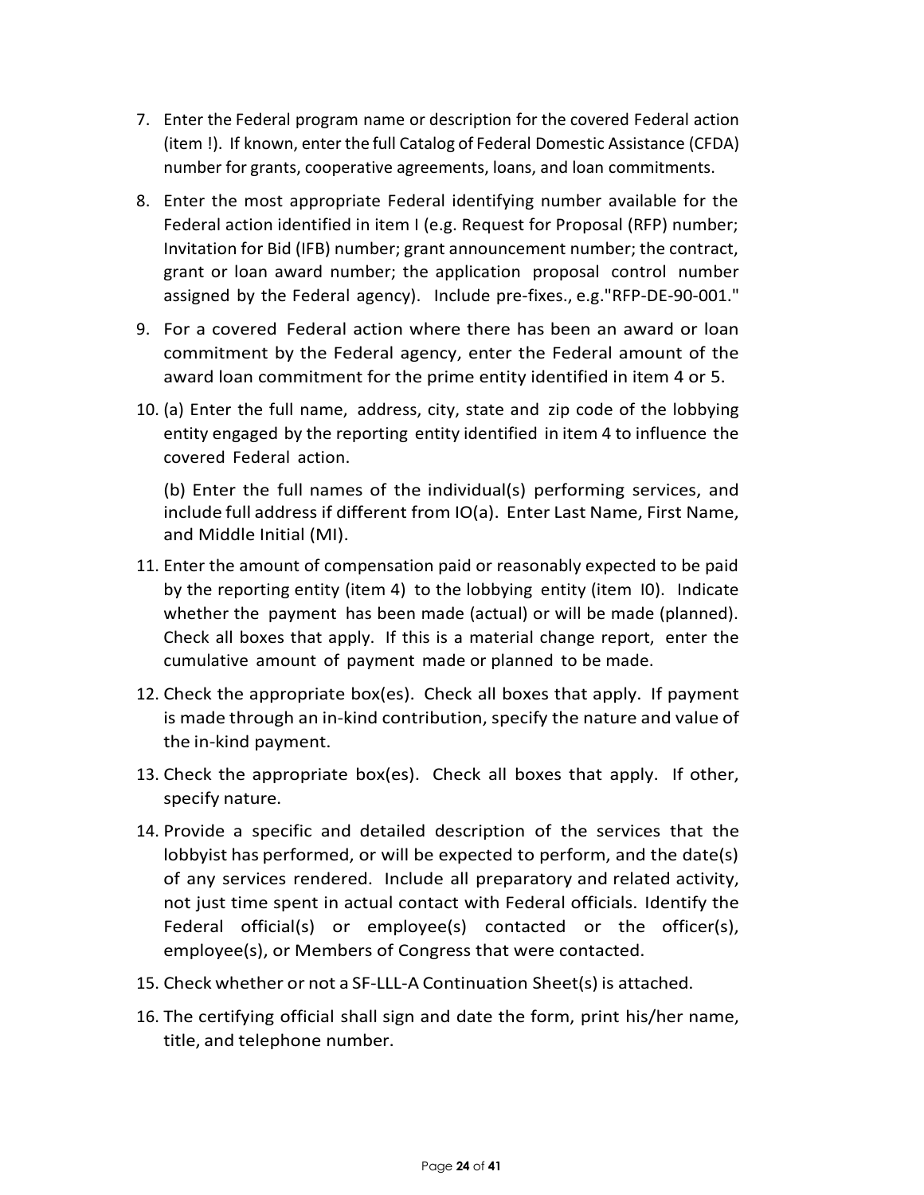7. Enter the Federal program name or description for the covered Federal action (item !). If known, enter the full Catalog of Federal Domestic Assistance (CFDA) number for grants, cooperative agreements, loans, and loan commitments.

8. Enter the most appropriate Federal identifying number available for the Federal action identified in item I (e.g. Request for Proposal (RFP) number; Invitation for Bid (IFB) number; grant announcement number; the contract, grant or loan award number; the application proposal control number assigned by the Federal agency). Include pre-fixes., e.g."RFP-DE-90-001."

9. For a covered Federal action where there has been an award or loan commitment by the Federal agency, enter the Federal amount of the award loan commitment for the prime entity identified in item 4 or 5.

10. (a) Enter the full name, address, city, state and zip code of the lobbying entity engaged by the reporting entity identified in item 4 to influence the covered Federal action.

    (b) Enter the full names of the individual(s) performing services, and include full address if different from IO(a). Enter Last Name, First Name, and Middle Initial (MI).

11. Enter the amount of compensation paid or reasonably expected to be paid by the reporting entity (item 4) to the lobbying entity (item I0). Indicate whether the payment has been made (actual) or will be made (planned). Check all boxes that apply. If this is a material change report, enter the cumulative amount of payment made or planned to be made.

12. Check the appropriate box(es). Check all boxes that apply. If payment is made through an in-kind contribution, specify the nature and value of the in-kind payment.

13. Check the appropriate box(es). Check all boxes that apply. If other, specify nature.

14. Provide a specific and detailed description of the services that the lobbyist has performed, or will be expected to perform, and the date(s) of any services rendered. Include all preparatory and related activity, not just time spent in actual contact with Federal officials. Identify the Federal official(s) or employee(s) contacted or the officer(s), employee(s), or Members of Congress that were contacted.

15. Check whether or not a SF-LLL-A Continuation Sheet(s) is attached.

16. The certifying official shall sign and date the form, print his/her name, title, and telephone number.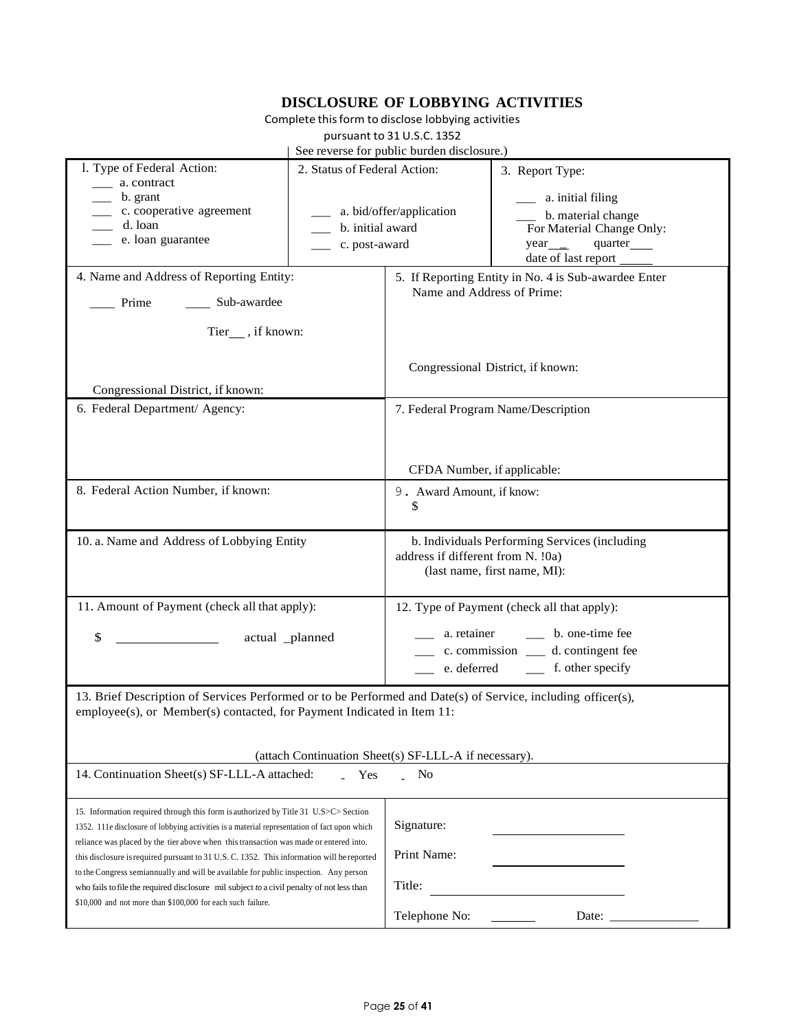# DISCLOSURE OF LOBBYING ACTIVITIES

Complete this form to disclose lobbying activities
pursuant to 31 U.S.C. 1352
See reverse for public burden disclosure.)

| 1. Type of Federal Action: | 2. Status of Federal Action: | 3. Report Type: |
|---|---|---|
| ___ a. contract<br>___ b. grant<br>___ c. cooperative agreement<br>___ d. loan<br>___ e. loan guarantee | ___ a. bid/offer/application<br>___ b. initial award<br>___ c. post-award | ___ a. initial filing<br>___ b. material change<br>For Material Change Only:<br>year___ quarter____<br>date of last report _____ |

| | |
|---|---|
| 4. Name and Address of Reporting Entity:<br>____ Prime ____ Sub-awardee<br>Tier__ , if known:<br><br>Congressional District, if known: | 5. If Reporting Entity in No. 4 is Sub-awardee Enter Name and Address of Prime:<br><br>Congressional District, if known: |
| 6. Federal Department/ Agency: | 7. Federal Program Name/Description<br><br>CFDA Number, if applicable: |
| 8. Federal Action Number, if known: | 9. Award Amount, if know:<br>$ |
| 10. a. Name and Address of Lobbying Entity | b. Individuals Performing Services (including address if different from N. !0a)<br>(last name, first name, MI): |
| 11. Amount of Payment (check all that apply):<br>$ ______________ actual _planned | 12. Type of Payment (check all that apply):<br>___ a. retainer ___ b. one-time fee<br>___ c. commission ___ d. contingent fee<br>___ e. deferred ___ f. other specify |

13. Brief Description of Services Performed or to be Performed and Date(s) of Service, including officer(s), employee(s), or Member(s) contacted, for Payment Indicated in Item 11:

(attach Continuation Sheet(s) SF-LLL-A if necessary).

14. Continuation Sheet(s) SF-LLL-A attached: _ Yes _ No

| | |
|---|---|
| 15. Information required through this form is authorized by Title 31 U.S>C> Section 1352. 111e disclosure of lobbying activities is a material representation of fact upon which reliance was placed by the tier above when this transaction was made or entered into. this disclosure is required pursuant to 31 U.S. C. 1352. This information will be reported to the Congress semiannually and will be available for public inspection. Any person who fails to file the required disclosure mil subject to a civil penalty of not less than $10,000 and not more than $100,000 for each such failure. | Signature: ____________________<br><br>Print Name: ____________________<br><br>Title: ____________________<br><br>Telephone No: _______ Date: ______________ |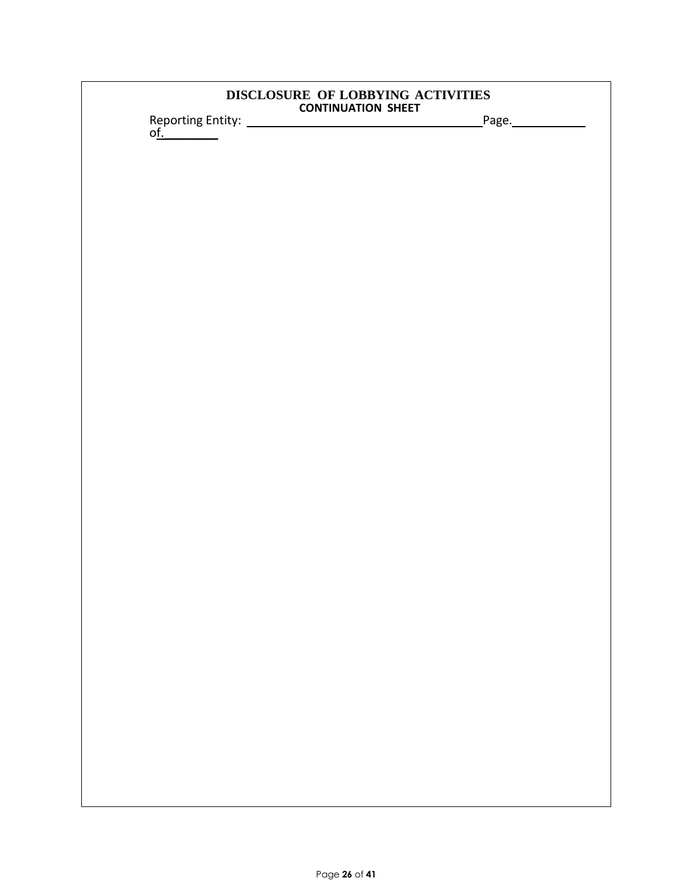# DISCLOSURE OF LOBBYING ACTIVITIES

**CONTINUATION SHEET**

Reporting Entity: \_\_\_\_\_\_\_\_\_\_\_\_\_\_\_\_\_\_\_\_\_\_\_\_\_\_\_\_\_\_\_\_\_\_\_\_ Page.\_\_\_\_\_\_\_\_\_\_ of.\_\_\_\_\_\_\_\_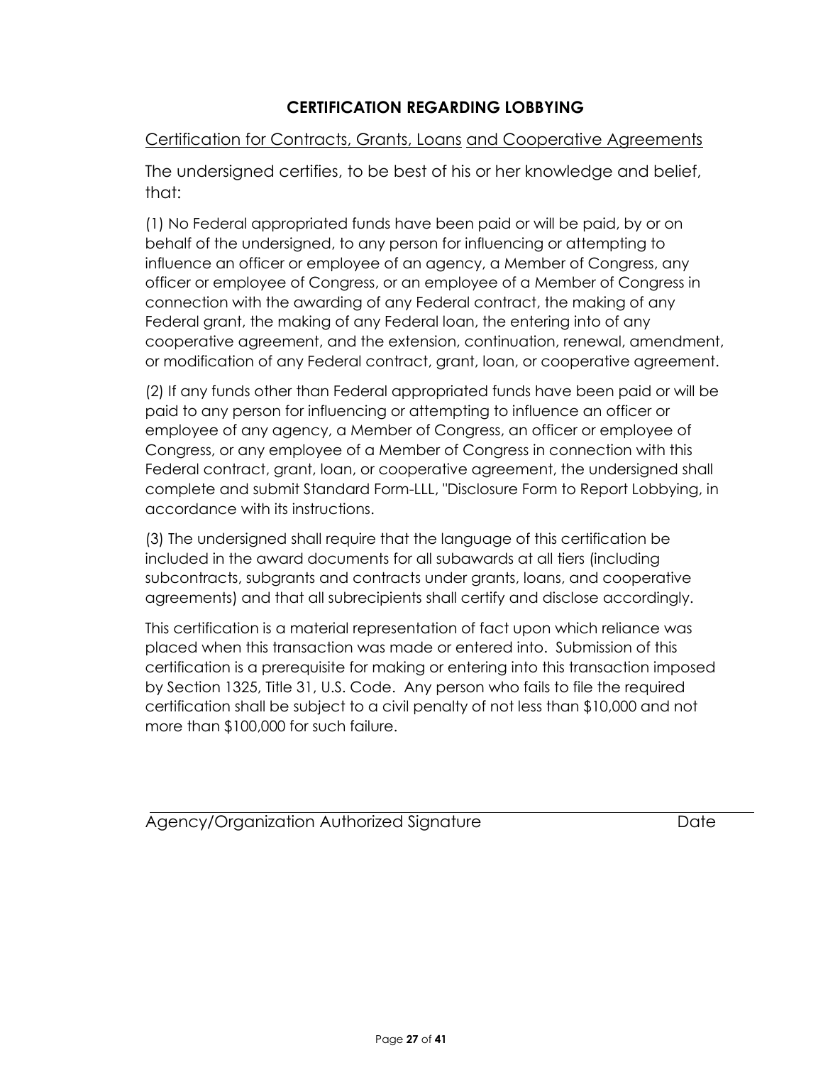# CERTIFICATION REGARDING LOBBYING

Certification for Contracts, Grants, Loans and Cooperative Agreements

The undersigned certifies, to be best of his or her knowledge and belief, that:

(1) No Federal appropriated funds have been paid or will be paid, by or on behalf of the undersigned, to any person for influencing or attempting to influence an officer or employee of an agency, a Member of Congress, any officer or employee of Congress, or an employee of a Member of Congress in connection with the awarding of any Federal contract, the making of any Federal grant, the making of any Federal loan, the entering into of any cooperative agreement, and the extension, continuation, renewal, amendment, or modification of any Federal contract, grant, loan, or cooperative agreement.

(2) If any funds other than Federal appropriated funds have been paid or will be paid to any person for influencing or attempting to influence an officer or employee of any agency, a Member of Congress, an officer or employee of Congress, or any employee of a Member of Congress in connection with this Federal contract, grant, loan, or cooperative agreement, the undersigned shall complete and submit Standard Form-LLL, "Disclosure Form to Report Lobbying, in accordance with its instructions.

(3) The undersigned shall require that the language of this certification be included in the award documents for all subawards at all tiers (including subcontracts, subgrants and contracts under grants, loans, and cooperative agreements) and that all subrecipients shall certify and disclose accordingly.

This certification is a material representation of fact upon which reliance was placed when this transaction was made or entered into. Submission of this certification is a prerequisite for making or entering into this transaction imposed by Section 1325, Title 31, U.S. Code. Any person who fails to file the required certification shall be subject to a civil penalty of not less than $10,000 and not more than $100,000 for such failure.

_______________________________________________________________

Agency/Organization Authorized Signature Date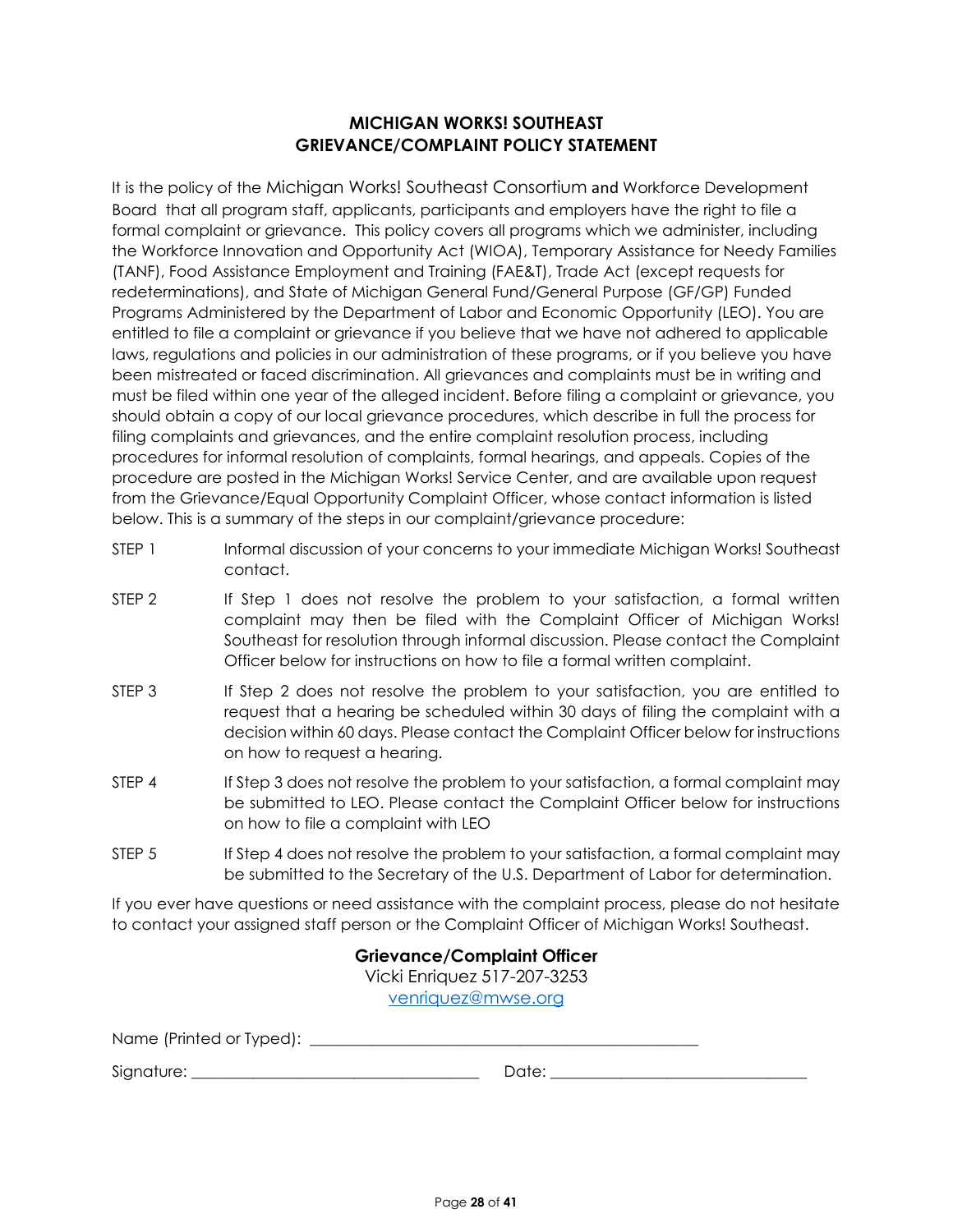## MICHIGAN WORKS! SOUTHEAST
## GRIEVANCE/COMPLAINT POLICY STATEMENT

It is the policy of the Michigan Works! Southeast Consortium and Workforce Development Board that all program staff, applicants, participants and employers have the right to file a formal complaint or grievance. This policy covers all programs which we administer, including the Workforce Innovation and Opportunity Act (WIOA), Temporary Assistance for Needy Families (TANF), Food Assistance Employment and Training (FAE&T), Trade Act (except requests for redeterminations), and State of Michigan General Fund/General Purpose (GF/GP) Funded Programs Administered by the Department of Labor and Economic Opportunity (LEO). You are entitled to file a complaint or grievance if you believe that we have not adhered to applicable laws, regulations and policies in our administration of these programs, or if you believe you have been mistreated or faced discrimination. All grievances and complaints must be in writing and must be filed within one year of the alleged incident. Before filing a complaint or grievance, you should obtain a copy of our local grievance procedures, which describe in full the process for filing complaints and grievances, and the entire complaint resolution process, including procedures for informal resolution of complaints, formal hearings, and appeals. Copies of the procedure are posted in the Michigan Works! Service Center, and are available upon request from the Grievance/Equal Opportunity Complaint Officer, whose contact information is listed below. This is a summary of the steps in our complaint/grievance procedure:

STEP 1 Informal discussion of your concerns to your immediate Michigan Works! Southeast contact.

STEP 2 If Step 1 does not resolve the problem to your satisfaction, a formal written complaint may then be filed with the Complaint Officer of Michigan Works! Southeast for resolution through informal discussion. Please contact the Complaint Officer below for instructions on how to file a formal written complaint.

STEP 3 If Step 2 does not resolve the problem to your satisfaction, you are entitled to request that a hearing be scheduled within 30 days of filing the complaint with a decision within 60 days. Please contact the Complaint Officer below for instructions on how to request a hearing.

STEP 4 If Step 3 does not resolve the problem to your satisfaction, a formal complaint may be submitted to LEO. Please contact the Complaint Officer below for instructions on how to file a complaint with LEO

STEP 5 If Step 4 does not resolve the problem to your satisfaction, a formal complaint may be submitted to the Secretary of the U.S. Department of Labor for determination.

If you ever have questions or need assistance with the complaint process, please do not hesitate to contact your assigned staff person or the Complaint Officer of Michigan Works! Southeast.

**Grievance/Complaint Officer**
Vicki Enriquez 517-207-3253
venriquez@mwse.org

Name (Printed or Typed): ______________________________________________

Signature: __________________________________ Date: ______________________________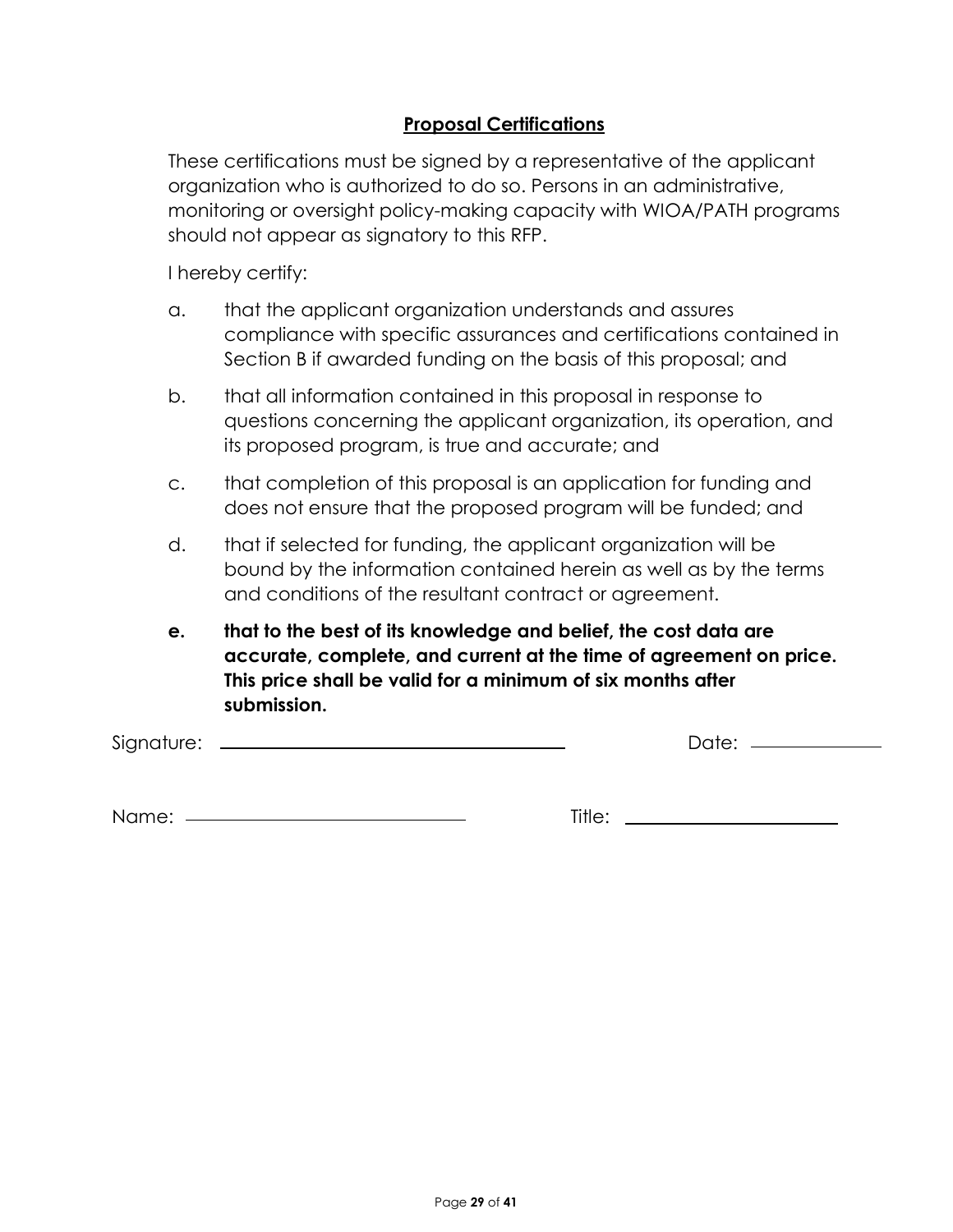## **Proposal Certifications**

These certifications must be signed by a representative of the applicant organization who is authorized to do so. Persons in an administrative, monitoring or oversight policy-making capacity with WIOA/PATH programs should not appear as signatory to this RFP.

I hereby certify:

a. that the applicant organization understands and assures compliance with specific assurances and certifications contained in Section B if awarded funding on the basis of this proposal; and

b. that all information contained in this proposal in response to questions concerning the applicant organization, its operation, and its proposed program, is true and accurate; and

c. that completion of this proposal is an application for funding and does not ensure that the proposed program will be funded; and

d. that if selected for funding, the applicant organization will be bound by the information contained herein as well as by the terms and conditions of the resultant contract or agreement.

**e. that to the best of its knowledge and belief, the cost data are accurate, complete, and current at the time of agreement on price. This price shall be valid for a minimum of six months after submission.**

Signature: ______________________________ Date: ____________

Name: ___________________________ Title: ____________________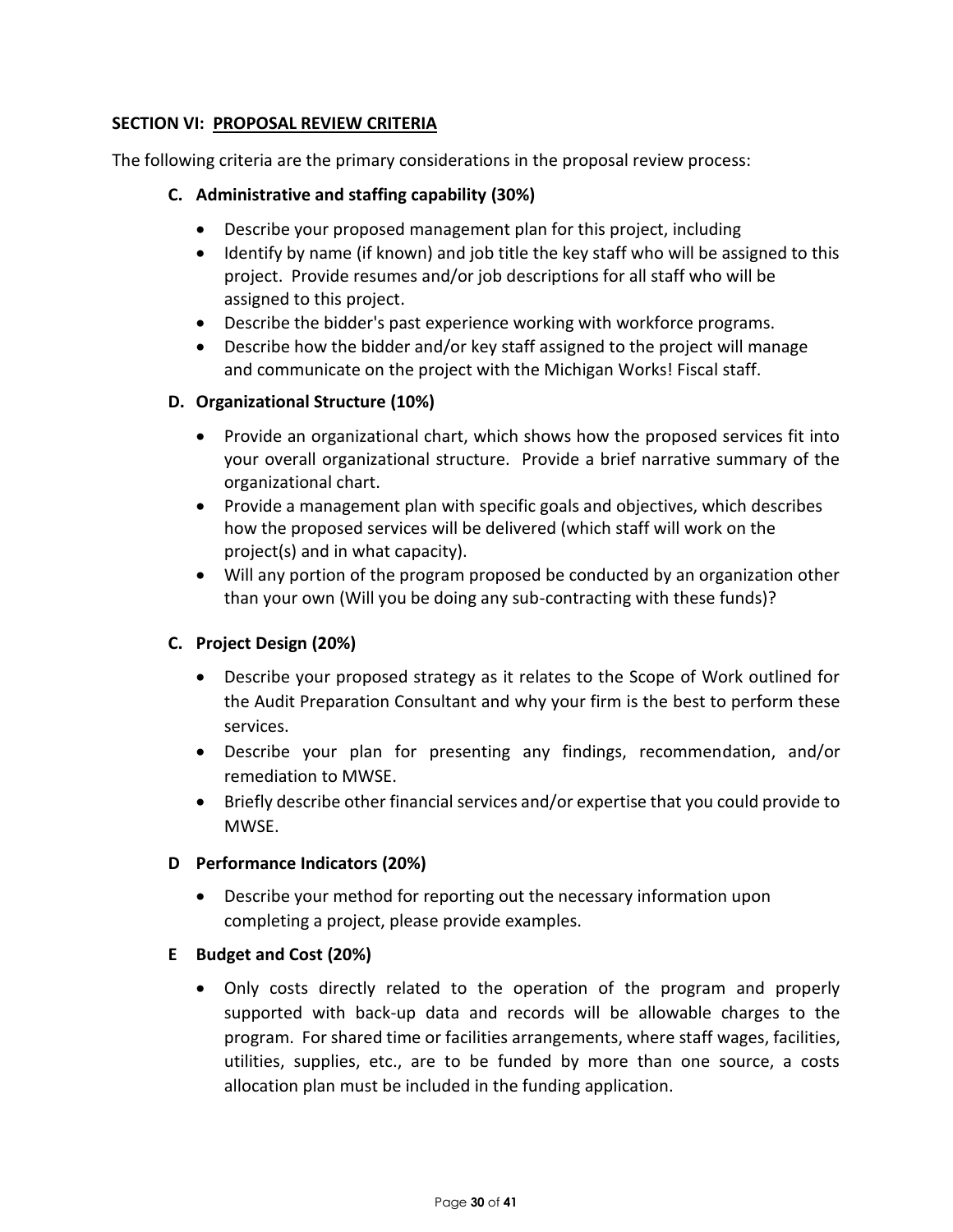**SECTION VI: <u>PROPOSAL REVIEW CRITERIA</u>**

The following criteria are the primary considerations in the proposal review process:

**C. Administrative and staffing capability (30%)**

- Describe your proposed management plan for this project, including
- Identify by name (if known) and job title the key staff who will be assigned to this project. Provide resumes and/or job descriptions for all staff who will be assigned to this project.
- Describe the bidder's past experience working with workforce programs.
- Describe how the bidder and/or key staff assigned to the project will manage and communicate on the project with the Michigan Works! Fiscal staff.

**D. Organizational Structure (10%)**

- Provide an organizational chart, which shows how the proposed services fit into your overall organizational structure. Provide a brief narrative summary of the organizational chart.
- Provide a management plan with specific goals and objectives, which describes how the proposed services will be delivered (which staff will work on the project(s) and in what capacity).
- Will any portion of the program proposed be conducted by an organization other than your own (Will you be doing any sub-contracting with these funds)?

**C. Project Design (20%)**

- Describe your proposed strategy as it relates to the Scope of Work outlined for the Audit Preparation Consultant and why your firm is the best to perform these services.
- Describe your plan for presenting any findings, recommendation, and/or remediation to MWSE.
- Briefly describe other financial services and/or expertise that you could provide to MWSE.

**D Performance Indicators (20%)**

- Describe your method for reporting out the necessary information upon completing a project, please provide examples.

**E Budget and Cost (20%)**

- Only costs directly related to the operation of the program and properly supported with back-up data and records will be allowable charges to the program. For shared time or facilities arrangements, where staff wages, facilities, utilities, supplies, etc., are to be funded by more than one source, a costs allocation plan must be included in the funding application.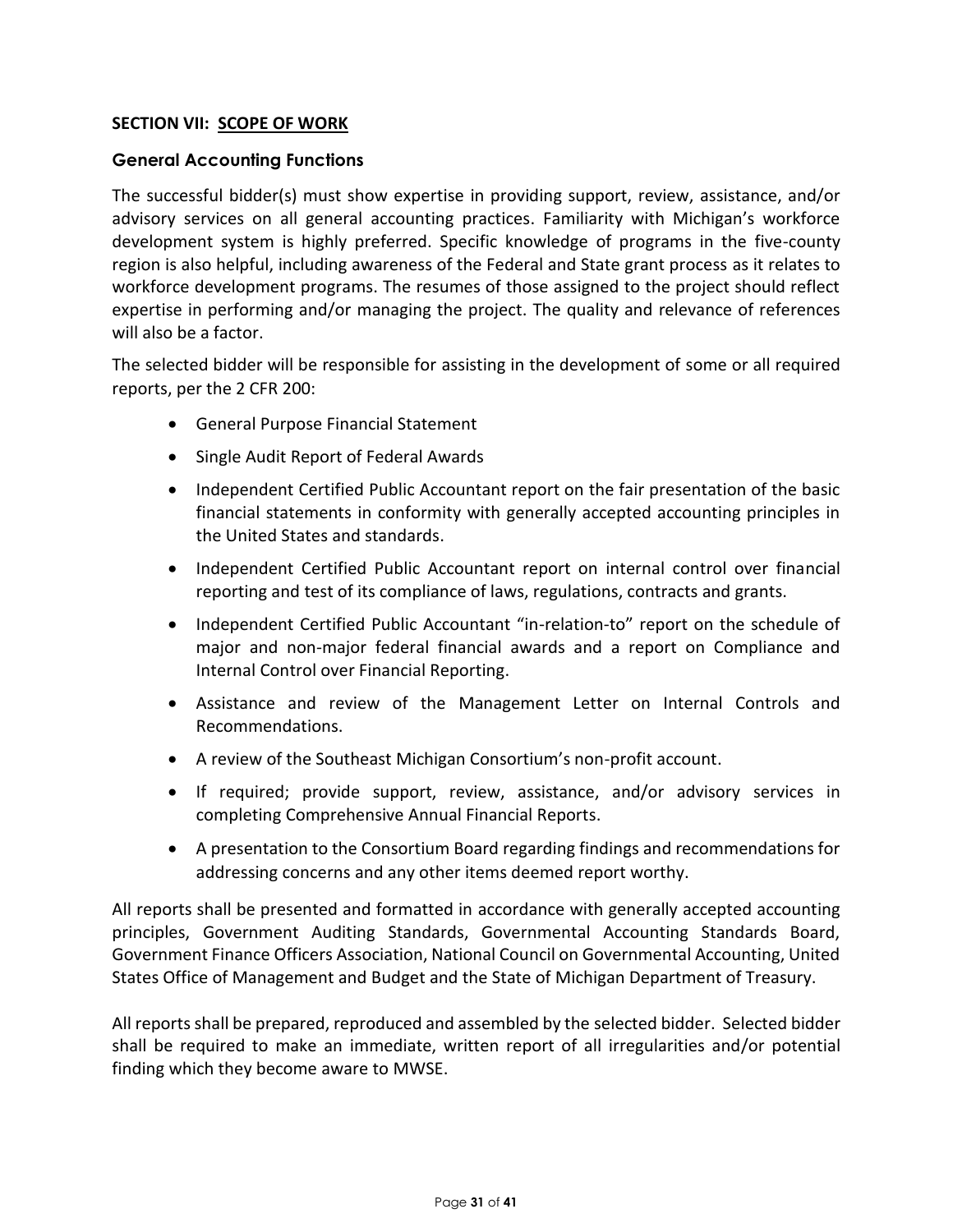## SECTION VII: SCOPE OF WORK

### General Accounting Functions

The successful bidder(s) must show expertise in providing support, review, assistance, and/or advisory services on all general accounting practices. Familiarity with Michigan's workforce development system is highly preferred. Specific knowledge of programs in the five-county region is also helpful, including awareness of the Federal and State grant process as it relates to workforce development programs. The resumes of those assigned to the project should reflect expertise in performing and/or managing the project. The quality and relevance of references will also be a factor.

The selected bidder will be responsible for assisting in the development of some or all required reports, per the 2 CFR 200:

- General Purpose Financial Statement
- Single Audit Report of Federal Awards
- Independent Certified Public Accountant report on the fair presentation of the basic financial statements in conformity with generally accepted accounting principles in the United States and standards.
- Independent Certified Public Accountant report on internal control over financial reporting and test of its compliance of laws, regulations, contracts and grants.
- Independent Certified Public Accountant "in-relation-to" report on the schedule of major and non-major federal financial awards and a report on Compliance and Internal Control over Financial Reporting.
- Assistance and review of the Management Letter on Internal Controls and Recommendations.
- A review of the Southeast Michigan Consortium's non-profit account.
- If required; provide support, review, assistance, and/or advisory services in completing Comprehensive Annual Financial Reports.
- A presentation to the Consortium Board regarding findings and recommendations for addressing concerns and any other items deemed report worthy.

All reports shall be presented and formatted in accordance with generally accepted accounting principles, Government Auditing Standards, Governmental Accounting Standards Board, Government Finance Officers Association, National Council on Governmental Accounting, United States Office of Management and Budget and the State of Michigan Department of Treasury.

All reports shall be prepared, reproduced and assembled by the selected bidder. Selected bidder shall be required to make an immediate, written report of all irregularities and/or potential finding which they become aware to MWSE.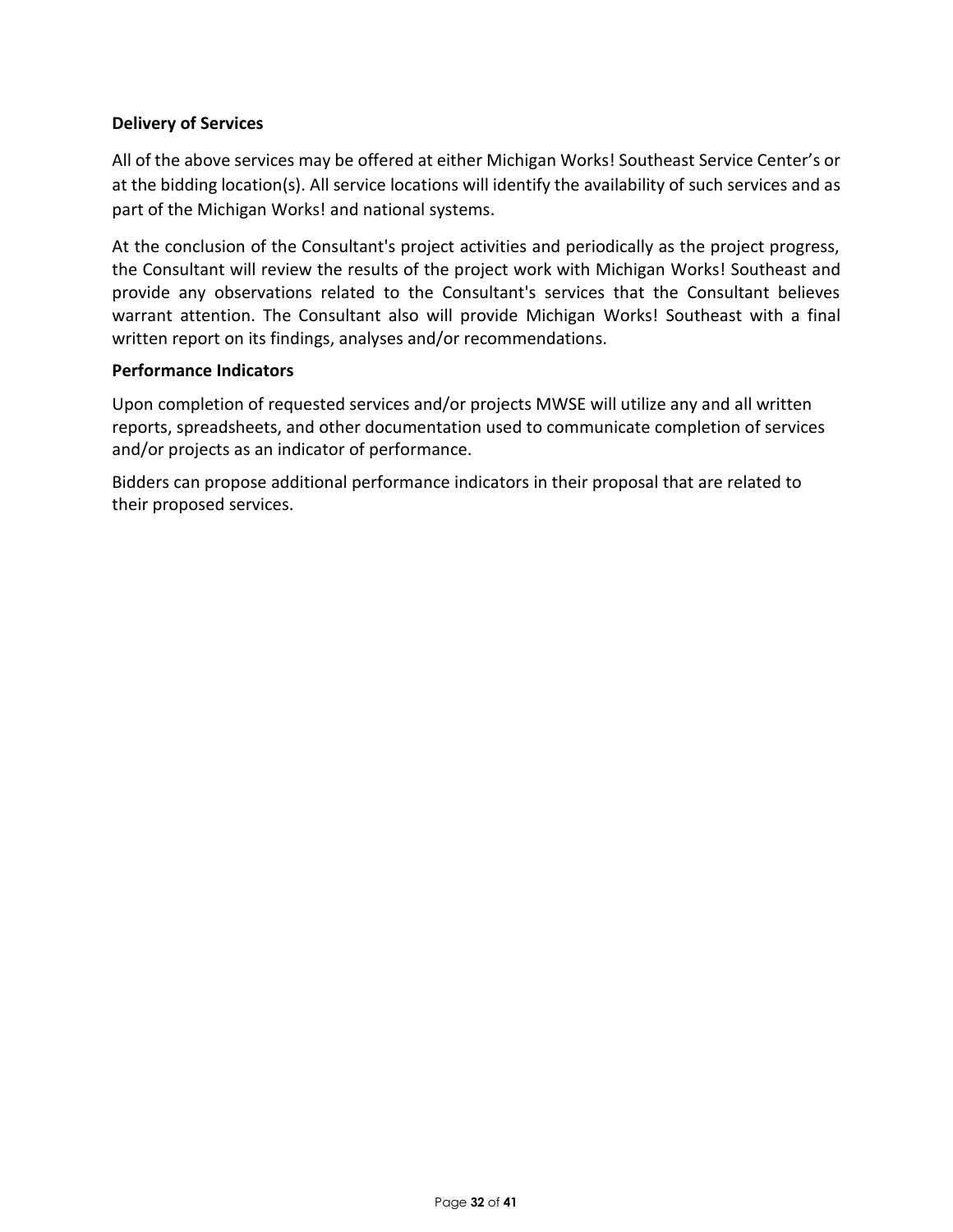**Delivery of Services**

All of the above services may be offered at either Michigan Works! Southeast Service Center's or at the bidding location(s). All service locations will identify the availability of such services and as part of the Michigan Works! and national systems.

At the conclusion of the Consultant's project activities and periodically as the project progress, the Consultant will review the results of the project work with Michigan Works! Southeast and provide any observations related to the Consultant's services that the Consultant believes warrant attention. The Consultant also will provide Michigan Works! Southeast with a final written report on its findings, analyses and/or recommendations.

**Performance Indicators**

Upon completion of requested services and/or projects MWSE will utilize any and all written reports, spreadsheets, and other documentation used to communicate completion of services and/or projects as an indicator of performance.

Bidders can propose additional performance indicators in their proposal that are related to their proposed services.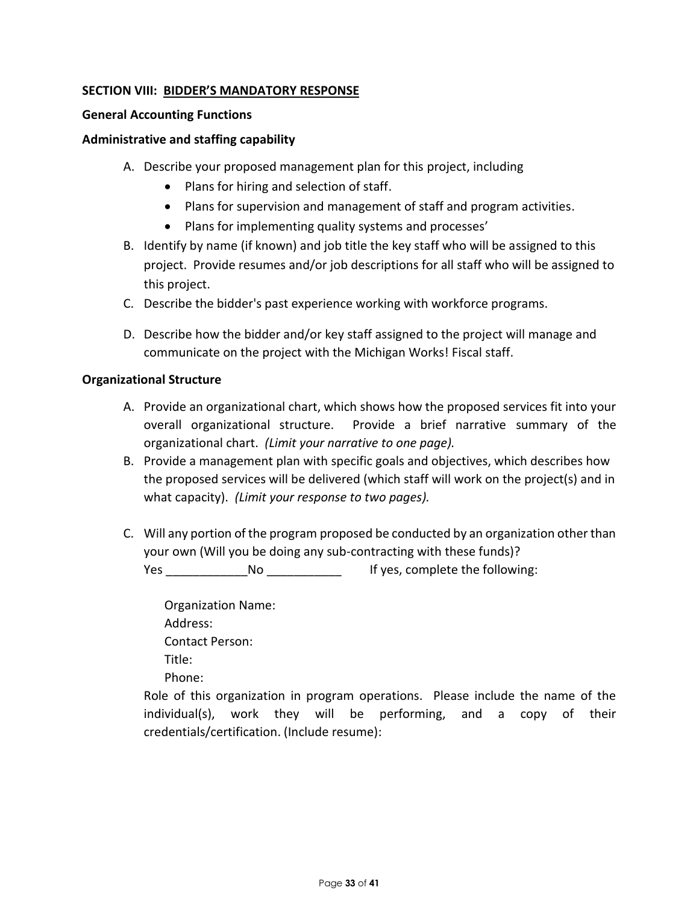## SECTION VIII: BIDDER'S MANDATORY RESPONSE

**General Accounting Functions**

**Administrative and staffing capability**

A. Describe your proposed management plan for this project, including
   - Plans for hiring and selection of staff.
   - Plans for supervision and management of staff and program activities.
   - Plans for implementing quality systems and processes'
B. Identify by name (if known) and job title the key staff who will be assigned to this project. Provide resumes and/or job descriptions for all staff who will be assigned to this project.
C. Describe the bidder's past experience working with workforce programs.
D. Describe how the bidder and/or key staff assigned to the project will manage and communicate on the project with the Michigan Works! Fiscal staff.

**Organizational Structure**

A. Provide an organizational chart, which shows how the proposed services fit into your overall organizational structure. Provide a brief narrative summary of the organizational chart. *(Limit your narrative to one page).*
B. Provide a management plan with specific goals and objectives, which describes how the proposed services will be delivered (which staff will work on the project(s) and in what capacity). *(Limit your response to two pages).*
C. Will any portion of the program proposed be conducted by an organization other than your own (Will you be doing any sub-contracting with these funds)?
   Yes ____________No ___________ If yes, complete the following:

   Organization Name:
   Address:
   Contact Person:
   Title:
   Phone:

   Role of this organization in program operations. Please include the name of the individual(s), work they will be performing, and a copy of their credentials/certification. (Include resume):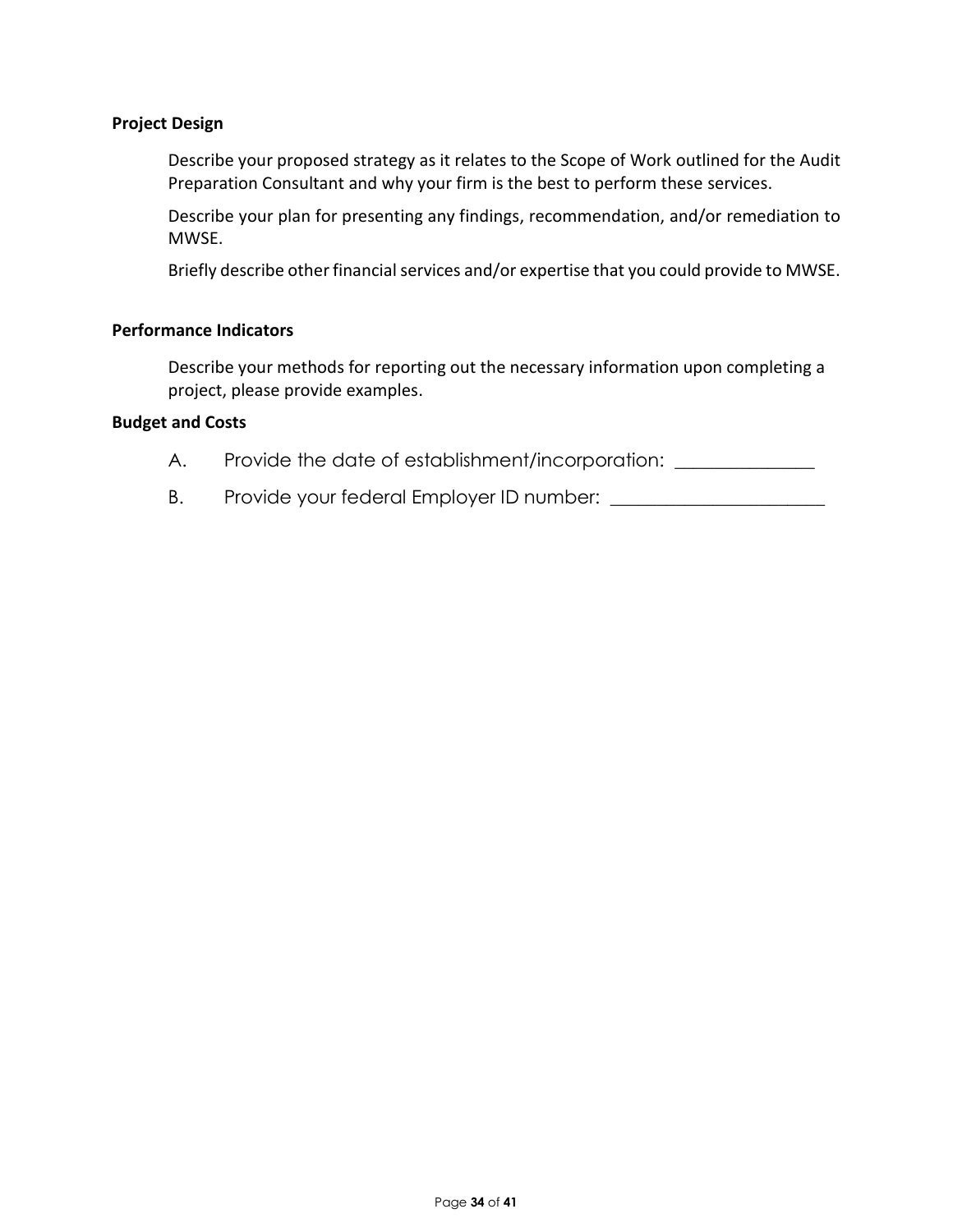**Project Design**

Describe your proposed strategy as it relates to the Scope of Work outlined for the Audit Preparation Consultant and why your firm is the best to perform these services.

Describe your plan for presenting any findings, recommendation, and/or remediation to MWSE.

Briefly describe other financial services and/or expertise that you could provide to MWSE.

**Performance Indicators**

Describe your methods for reporting out the necessary information upon completing a project, please provide examples.

**Budget and Costs**

A. Provide the date of establishment/incorporation: _______________

B. Provide your federal Employer ID number: _______________________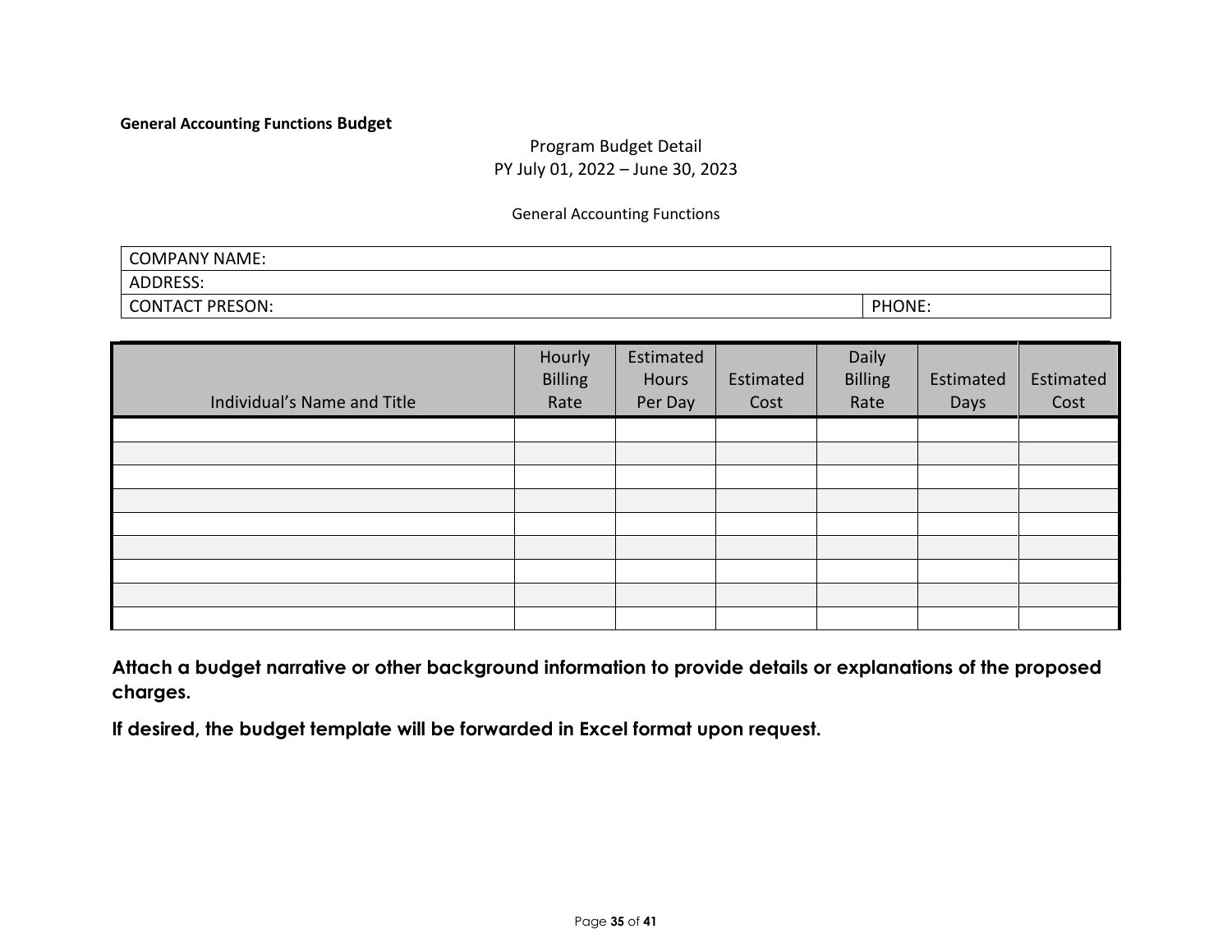**General Accounting Functions Budget**

Program Budget Detail
PY July 01, 2022 – June 30, 2023

General Accounting Functions

| COMPANY NAME: | |
|---|---|
| ADDRESS: | |
| CONTACT PRESON: | PHONE: |

| Individual's Name and Title | Hourly Billing Rate | Estimated Hours Per Day | Estimated Cost | Daily Billing Rate | Estimated Days | Estimated Cost |
|---|---|---|---|---|---|---|
| | | | | | | |
| | | | | | | |
| | | | | | | |
| | | | | | | |
| | | | | | | |
| | | | | | | |
| | | | | | | |
| | | | | | | |
| | | | | | | |

**Attach a budget narrative or other background information to provide details or explanations of the proposed charges.**

**If desired, the budget template will be forwarded in Excel format upon request.**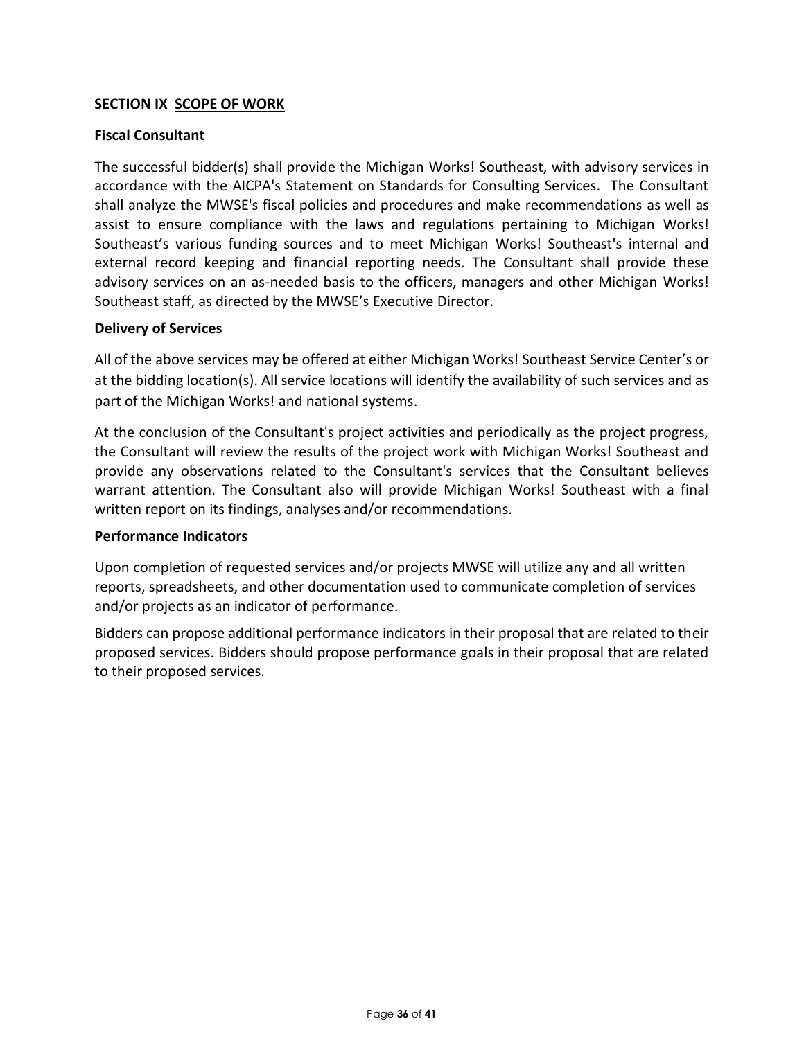## SECTION IX SCOPE OF WORK

### Fiscal Consultant

The successful bidder(s) shall provide the Michigan Works! Southeast, with advisory services in accordance with the AICPA's Statement on Standards for Consulting Services. The Consultant shall analyze the MWSE's fiscal policies and procedures and make recommendations as well as assist to ensure compliance with the laws and regulations pertaining to Michigan Works! Southeast's various funding sources and to meet Michigan Works! Southeast's internal and external record keeping and financial reporting needs. The Consultant shall provide these advisory services on an as-needed basis to the officers, managers and other Michigan Works! Southeast staff, as directed by the MWSE's Executive Director.

### Delivery of Services

All of the above services may be offered at either Michigan Works! Southeast Service Center's or at the bidding location(s). All service locations will identify the availability of such services and as part of the Michigan Works! and national systems.

At the conclusion of the Consultant's project activities and periodically as the project progress, the Consultant will review the results of the project work with Michigan Works! Southeast and provide any observations related to the Consultant's services that the Consultant believes warrant attention. The Consultant also will provide Michigan Works! Southeast with a final written report on its findings, analyses and/or recommendations.

### Performance Indicators

Upon completion of requested services and/or projects MWSE will utilize any and all written reports, spreadsheets, and other documentation used to communicate completion of services and/or projects as an indicator of performance.

Bidders can propose additional performance indicators in their proposal that are related to their proposed services. Bidders should propose performance goals in their proposal that are related to their proposed services.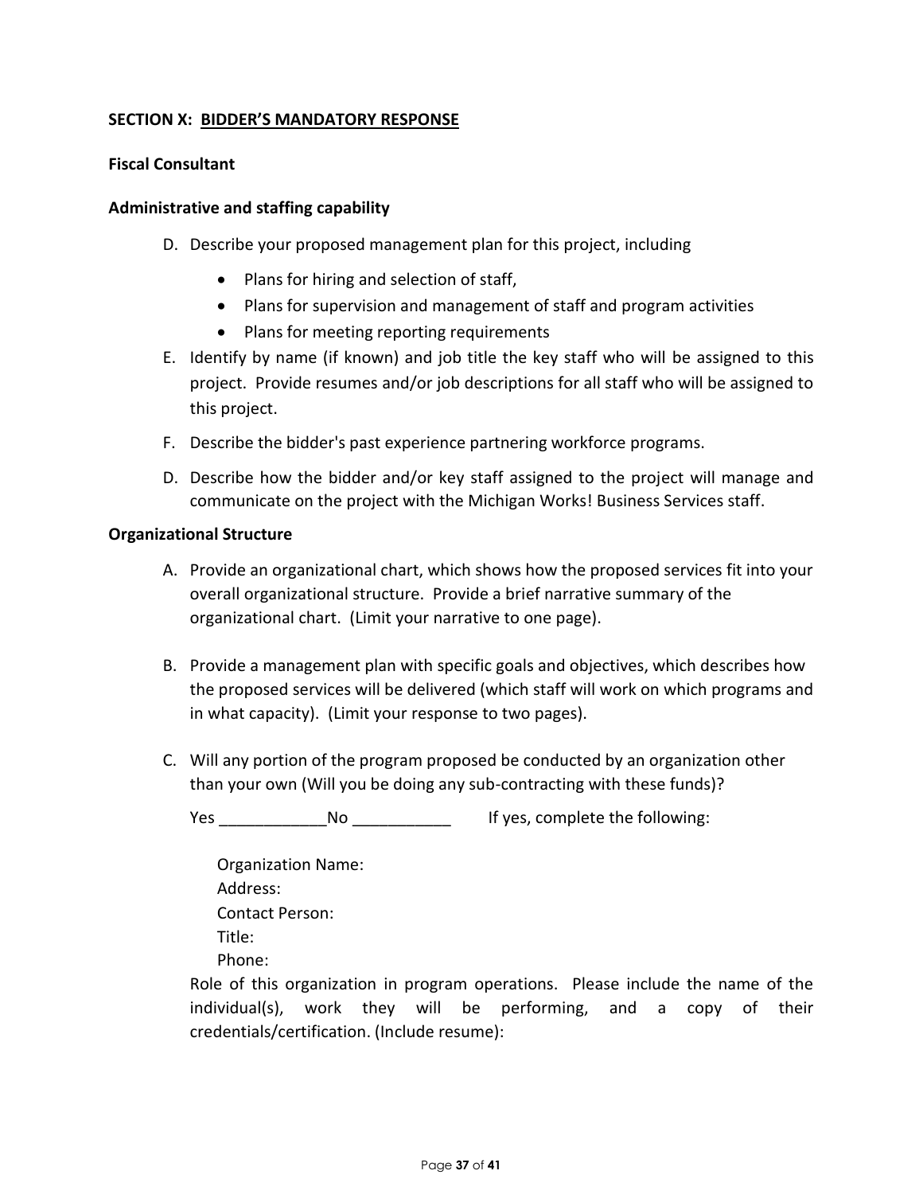**SECTION X: <u>BIDDER'S MANDATORY RESPONSE</u>**

**Fiscal Consultant**

**Administrative and staffing capability**

D. Describe your proposed management plan for this project, including
   - Plans for hiring and selection of staff,
   - Plans for supervision and management of staff and program activities
   - Plans for meeting reporting requirements

E. Identify by name (if known) and job title the key staff who will be assigned to this project. Provide resumes and/or job descriptions for all staff who will be assigned to this project.

F. Describe the bidder's past experience partnering workforce programs.

D. Describe how the bidder and/or key staff assigned to the project will manage and communicate on the project with the Michigan Works! Business Services staff.

**Organizational Structure**

A. Provide an organizational chart, which shows how the proposed services fit into your overall organizational structure. Provide a brief narrative summary of the organizational chart. (Limit your narrative to one page).

B. Provide a management plan with specific goals and objectives, which describes how the proposed services will be delivered (which staff will work on which programs and in what capacity). (Limit your response to two pages).

C. Will any portion of the program proposed be conducted by an organization other than your own (Will you be doing any sub-contracting with these funds)?

   Yes ____________No ___________ If yes, complete the following:

   Organization Name:
   Address:
   Contact Person:
   Title:
   Phone:

   Role of this organization in program operations. Please include the name of the individual(s), work they will be performing, and a copy of their credentials/certification. (Include resume):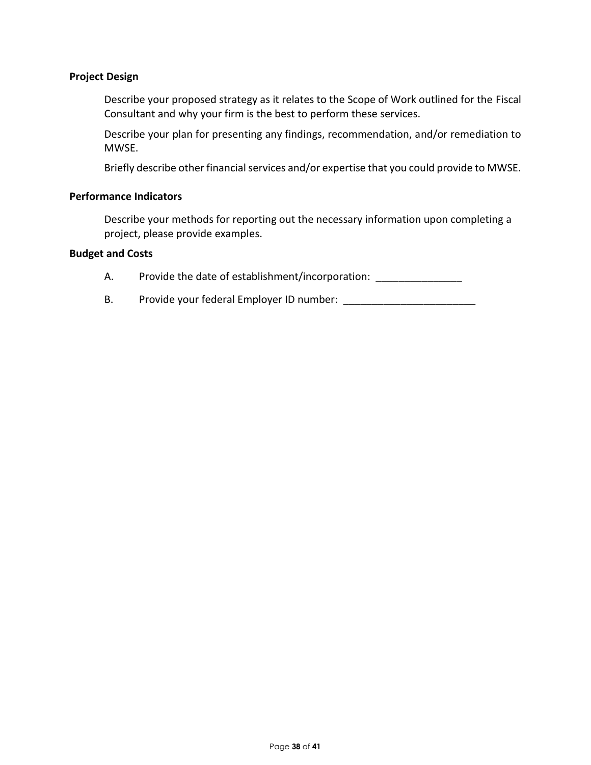**Project Design**

Describe your proposed strategy as it relates to the Scope of Work outlined for the Fiscal Consultant and why your firm is the best to perform these services.

Describe your plan for presenting any findings, recommendation, and/or remediation to MWSE.

Briefly describe other financial services and/or expertise that you could provide to MWSE.

**Performance Indicators**

Describe your methods for reporting out the necessary information upon completing a project, please provide examples.

**Budget and Costs**

A. Provide the date of establishment/incorporation: _______________

B. Provide your federal Employer ID number: _______________________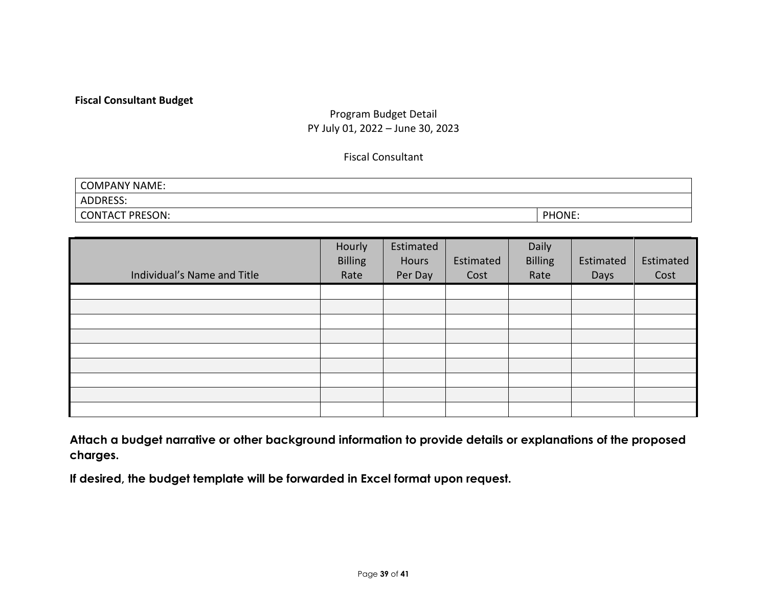**Fiscal Consultant Budget**

Program Budget Detail
PY July 01, 2022 – June 30, 2023

Fiscal Consultant

| COMPANY NAME: | |
|---|---|
| ADDRESS: | |
| CONTACT PRESON: | PHONE: |

| Individual's Name and Title | Hourly Billing Rate | Estimated Hours Per Day | Estimated Cost | Daily Billing Rate | Estimated Days | Estimated Cost |
|---|---|---|---|---|---|---|
| | | | | | | |
| | | | | | | |
| | | | | | | |
| | | | | | | |
| | | | | | | |
| | | | | | | |
| | | | | | | |
| | | | | | | |
| | | | | | | |

**Attach a budget narrative or other background information to provide details or explanations of the proposed charges.**

**If desired, the budget template will be forwarded in Excel format upon request.**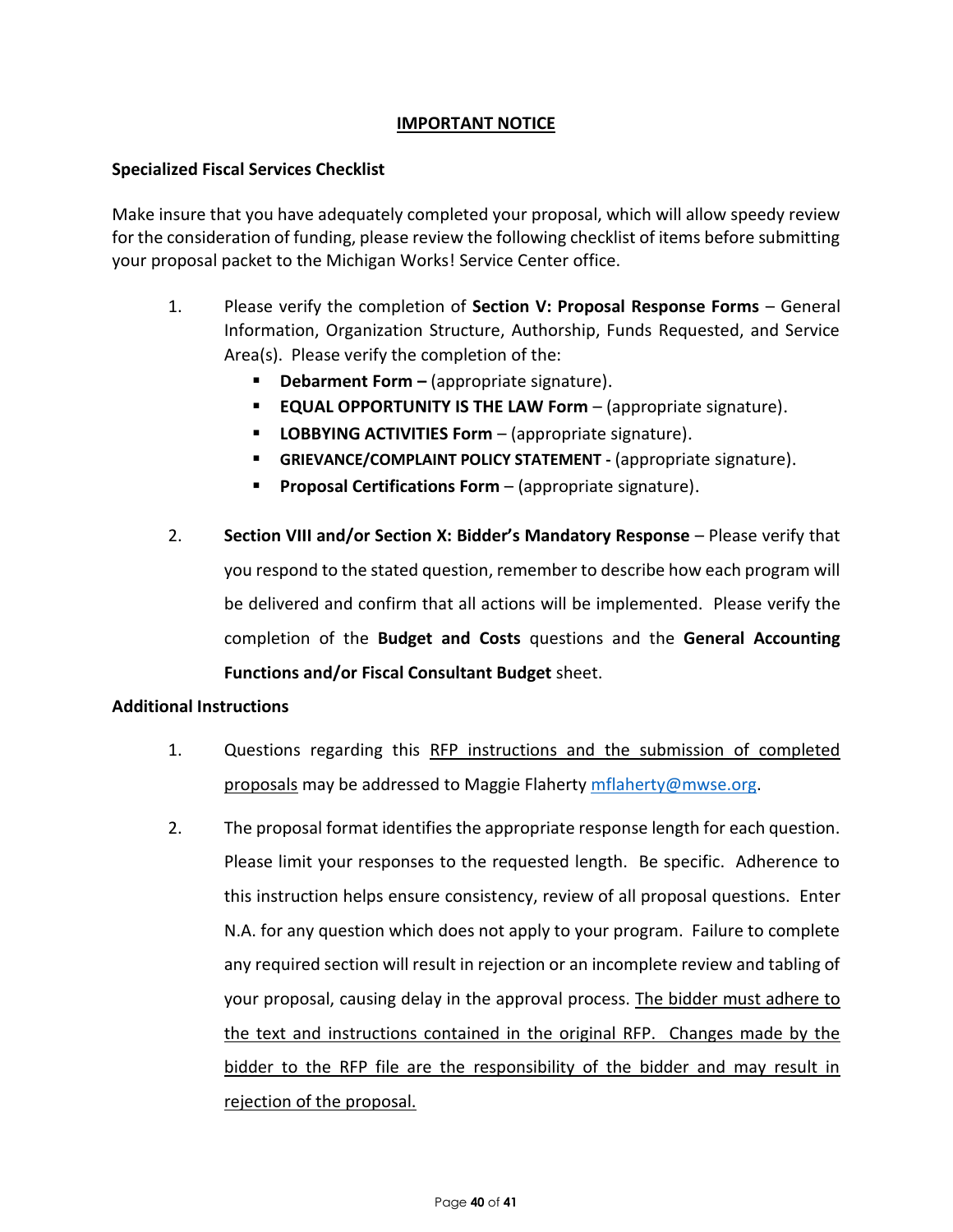## IMPORTANT NOTICE

**Specialized Fiscal Services Checklist**

Make insure that you have adequately completed your proposal, which will allow speedy review for the consideration of funding, please review the following checklist of items before submitting your proposal packet to the Michigan Works! Service Center office.

1. Please verify the completion of **Section V: Proposal Response Forms** – General Information, Organization Structure, Authorship, Funds Requested, and Service Area(s). Please verify the completion of the:
   - **Debarment Form –** (appropriate signature).
   - **EQUAL OPPORTUNITY IS THE LAW Form** – (appropriate signature).
   - **LOBBYING ACTIVITIES Form** – (appropriate signature).
   - **GRIEVANCE/COMPLAINT POLICY STATEMENT -** (appropriate signature).
   - **Proposal Certifications Form** – (appropriate signature).

2. **Section VIII and/or Section X: Bidder's Mandatory Response** – Please verify that you respond to the stated question, remember to describe how each program will be delivered and confirm that all actions will be implemented. Please verify the completion of the **Budget and Costs** questions and the **General Accounting Functions and/or Fiscal Consultant Budget** sheet.

**Additional Instructions**

1. Questions regarding this RFP instructions and the submission of completed proposals may be addressed to Maggie Flaherty mflaherty@mwse.org.

2. The proposal format identifies the appropriate response length for each question. Please limit your responses to the requested length. Be specific. Adherence to this instruction helps ensure consistency, review of all proposal questions. Enter N.A. for any question which does not apply to your program. Failure to complete any required section will result in rejection or an incomplete review and tabling of your proposal, causing delay in the approval process. The bidder must adhere to the text and instructions contained in the original RFP. Changes made by the bidder to the RFP file are the responsibility of the bidder and may result in rejection of the proposal.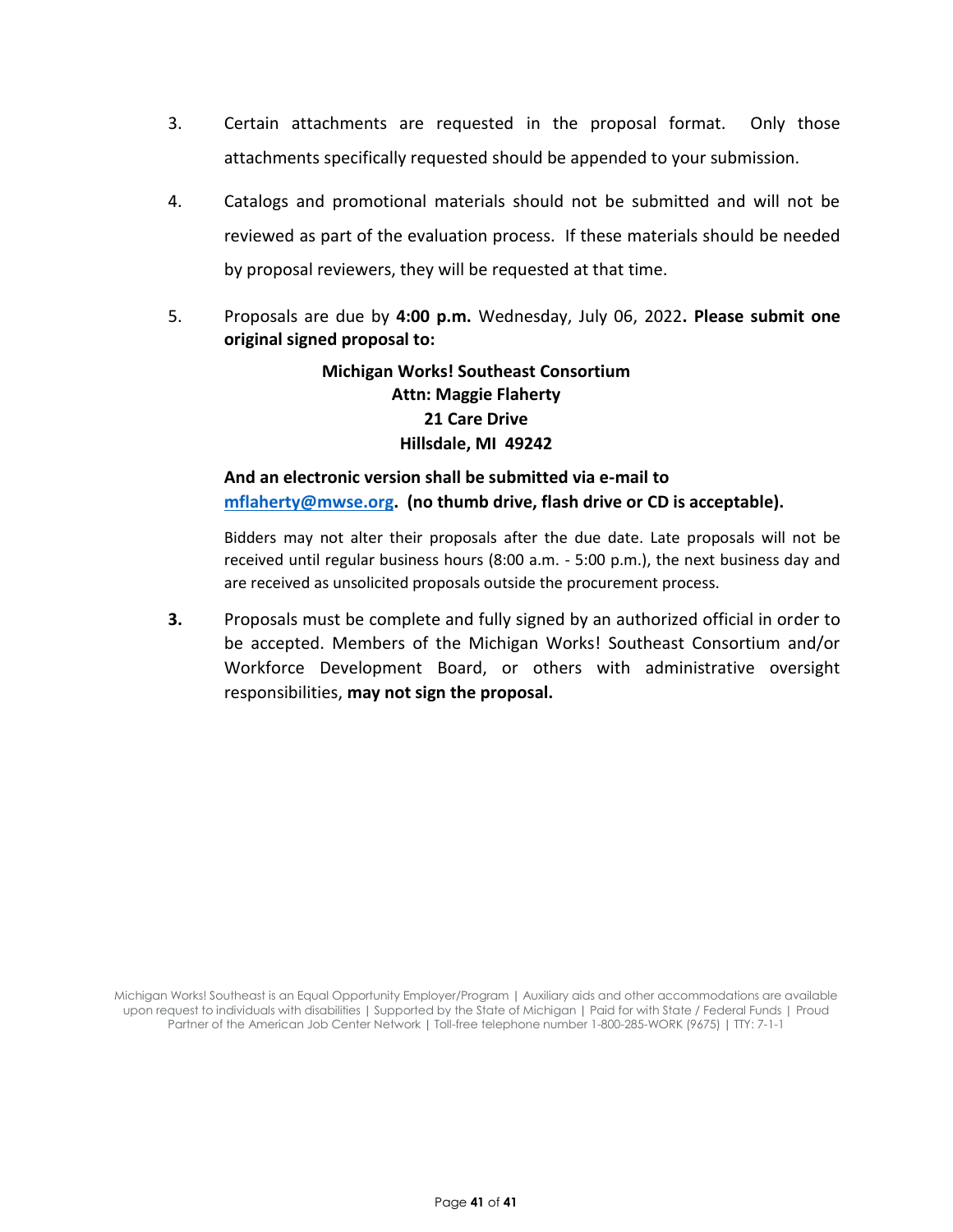3. Certain attachments are requested in the proposal format. Only those attachments specifically requested should be appended to your submission.

4. Catalogs and promotional materials should not be submitted and will not be reviewed as part of the evaluation process. If these materials should be needed by proposal reviewers, they will be requested at that time.

5. Proposals are due by **4:00 p.m.** Wednesday, July 06, 2022**. Please submit one original signed proposal to:**

   **Michigan Works! Southeast Consortium**
   **Attn: Maggie Flaherty**
   **21 Care Drive**
   **Hillsdale, MI 49242**

   **And an electronic version shall be submitted via e-mail to mflaherty@mwse.org. (no thumb drive, flash drive or CD is acceptable).**

   Bidders may not alter their proposals after the due date. Late proposals will not be received until regular business hours (8:00 a.m. - 5:00 p.m.), the next business day and are received as unsolicited proposals outside the procurement process.

**3.** Proposals must be complete and fully signed by an authorized official in order to be accepted. Members of the Michigan Works! Southeast Consortium and/or Workforce Development Board, or others with administrative oversight responsibilities, **may not sign the proposal.**

Michigan Works! Southeast is an Equal Opportunity Employer/Program | Auxiliary aids and other accommodations are available upon request to individuals with disabilities | Supported by the State of Michigan | Paid for with State / Federal Funds | Proud Partner of the American Job Center Network | Toll-free telephone number 1-800-285-WORK (9675) | TTY: 7-1-1